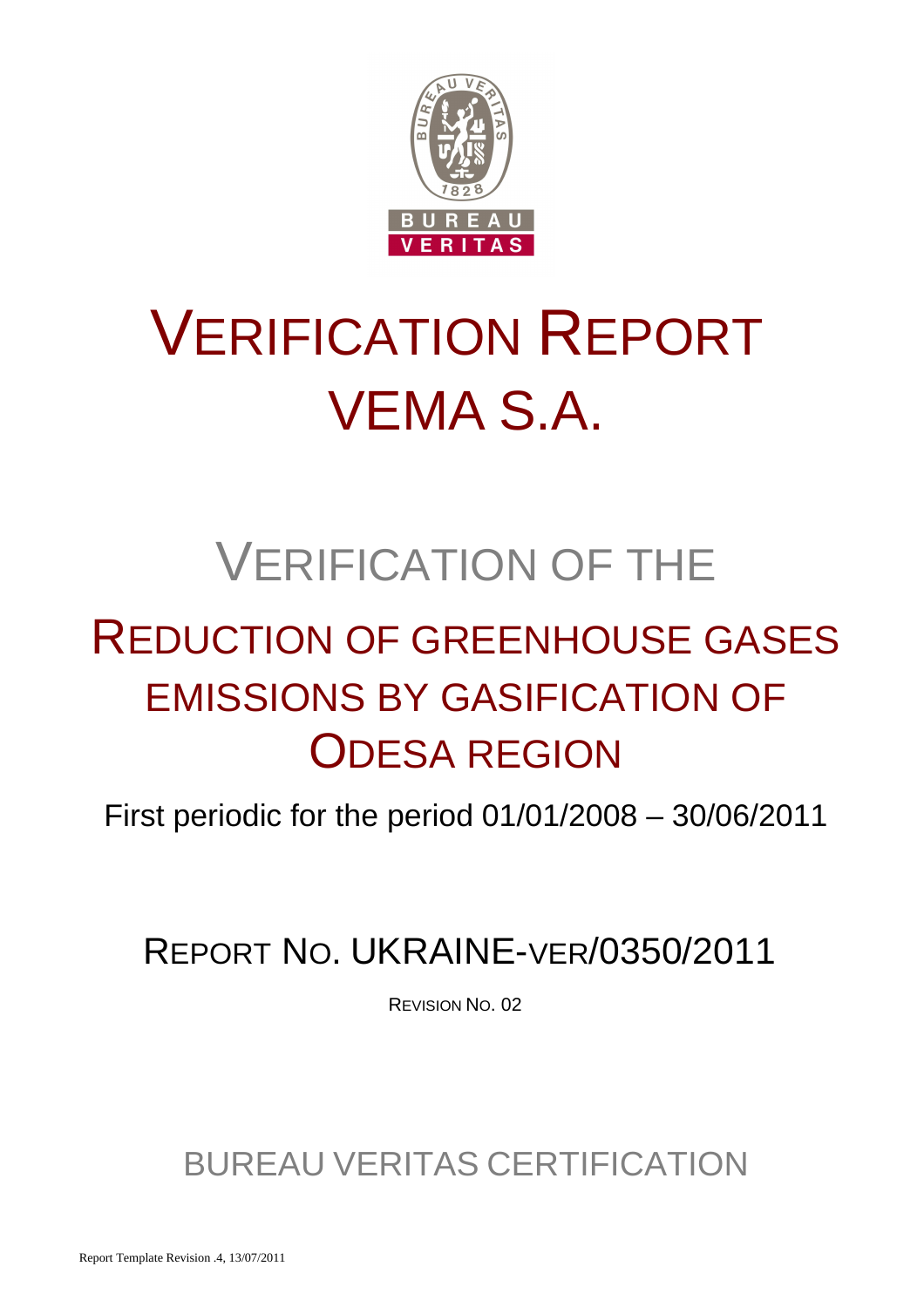# VERIFICATION REPORT VEMA S.A.

## VERIFICATION OF THE

# REDUCTION OF GREENHOUSE GASES EMISSIONS BY GASIFICATION OF ODESA REGION

First periodic for the period 01/01/2008 – 30/06/2011

## REPORT NO. UKRAINE-VER/0350/2011

REVISION NO. 02

BUREAU VERITAS CERTIFICATION

Report Template Revision .4, 13/07/2011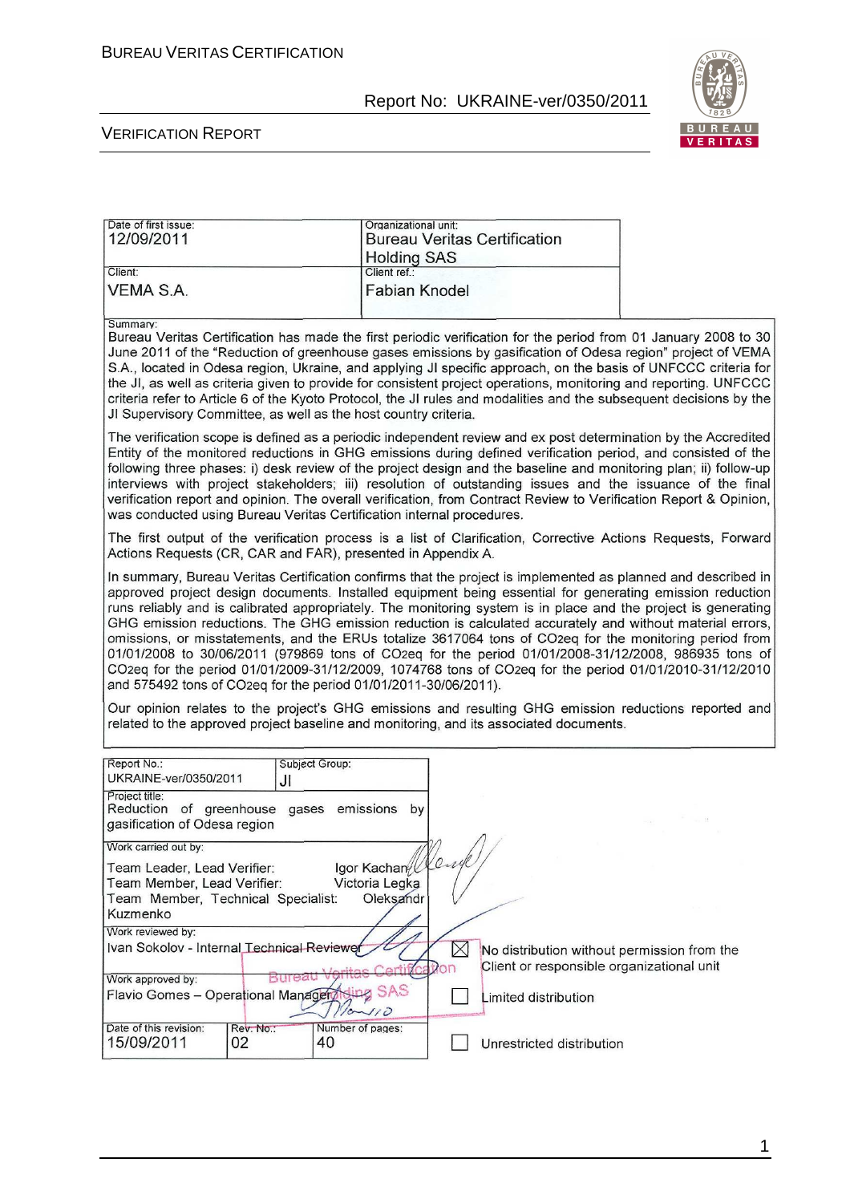| Date of first issue: 12/09/2011 | Organizational unit: Bureau Veritas Certification Holding SAS |
|---|---|
| Client: VEMA S.A. | Client ref.: Fabian Knodel |

Summary:

Bureau Veritas Certification has made the first periodic verification for the period from 01 January 2008 to 30 June 2011 of the "Reduction of greenhouse gases emissions by gasification of Odesa region" project of VEMA S.A., located in Odesa region, Ukraine, and applying JI specific approach, on the basis of UNFCCC criteria for the JI, as well as criteria given to provide for consistent project operations, monitoring and reporting. UNFCCC criteria refer to Article 6 of the Kyoto Protocol, the JI rules and modalities and the subsequent decisions by the JI Supervisory Committee, as well as the host country criteria.

The verification scope is defined as a periodic independent review and ex post determination by the Accredited Entity of the monitored reductions in GHG emissions during defined verification period, and consisted of the following three phases: i) desk review of the project design and the baseline and monitoring plan; ii) follow-up interviews with project stakeholders; iii) resolution of outstanding issues and the issuance of the final verification report and opinion. The overall verification, from Contract Review to Verification Report & Opinion, was conducted using Bureau Veritas Certification internal procedures.

The first output of the verification process is a list of Clarification, Corrective Actions Requests, Forward Actions Requests (CR, CAR and FAR), presented in Appendix A.

In summary, Bureau Veritas Certification confirms that the project is implemented as planned and described in approved project design documents. Installed equipment being essential for generating emission reduction runs reliably and is calibrated appropriately. The monitoring system is in place and the project is generating GHG emission reductions. The GHG emission reduction is calculated accurately and without material errors, omissions, or misstatements, and the ERUs totalize 3617064 tons of $CO_2eq$ for the monitoring period from 01/01/2008 to 30/06/2011 (979869 tons of $CO_2eq$ for the period 01/01/2008-31/12/2008, 986935 tons of $CO_2eq$ for the period 01/01/2009-31/12/2009, 1074768 tons of $CO_2eq$ for the period 01/01/2010-31/12/2010 and 575492 tons of $CO_2eq$ for the period 01/01/2011-30/06/2011).

Our opinion relates to the project's GHG emissions and resulting GHG emission reductions reported and related to the approved project baseline and monitoring, and its associated documents.

| Report No.: UKRAINE-ver/0350/2011 | Subject Group: JI | |
|---|---|---|
| Project title: Reduction of greenhouse gases emissions by gasification of Odesa region | | |
| Work carried out by: Team Leader, Lead Verifier: Igor Kachan; Team Member, Lead Verifier: Victoria Legka; Team Member, Technical Specialist: Oleksandr Kuzmenko | | |
| Work reviewed by: Ivan Sokolov - Internal Technical Reviewer | | ☒ No distribution without permission from the Client or responsible organizational unit |
| Work approved by: Flavio Gomes – Operational Manager | | ☐ Limited distribution |
| Date of this revision: 15/09/2011 | Rev. No.: 02 | Number of pages: 40 | ☐ Unrestricted distribution |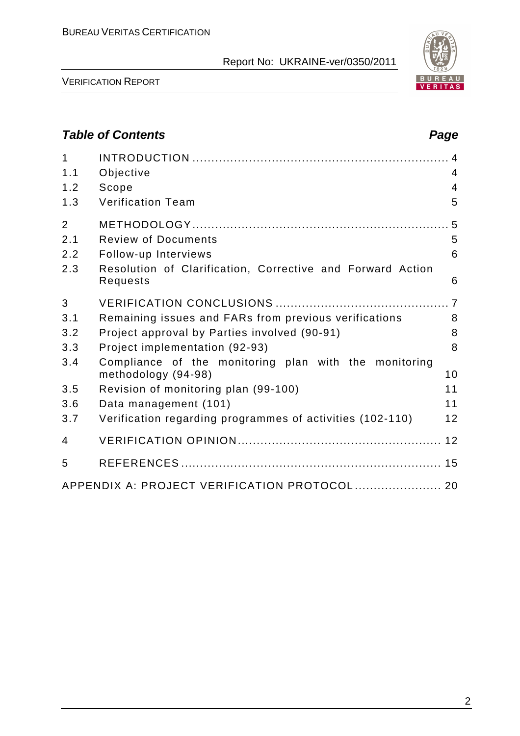## Table of Contents

| | | Page |
|---|---|---|
| 1 | INTRODUCTION | 4 |
| 1.1 | Objective | 4 |
| 1.2 | Scope | 4 |
| 1.3 | Verification Team | 5 |
| 2 | METHODOLOGY | 5 |
| 2.1 | Review of Documents | 5 |
| 2.2 | Follow-up Interviews | 6 |
| 2.3 | Resolution of Clarification, Corrective and Forward Action Requests | 6 |
| 3 | VERIFICATION CONCLUSIONS | 7 |
| 3.1 | Remaining issues and FARs from previous verifications | 8 |
| 3.2 | Project approval by Parties involved (90-91) | 8 |
| 3.3 | Project implementation (92-93) | 8 |
| 3.4 | Compliance of the monitoring plan with the monitoring methodology (94-98) | 10 |
| 3.5 | Revision of monitoring plan (99-100) | 11 |
| 3.6 | Data management (101) | 11 |
| 3.7 | Verification regarding programmes of activities (102-110) | 12 |
| 4 | VERIFICATION OPINION | 12 |
| 5 | REFERENCES | 15 |
| | APPENDIX A: PROJECT VERIFICATION PROTOCOL | 20 |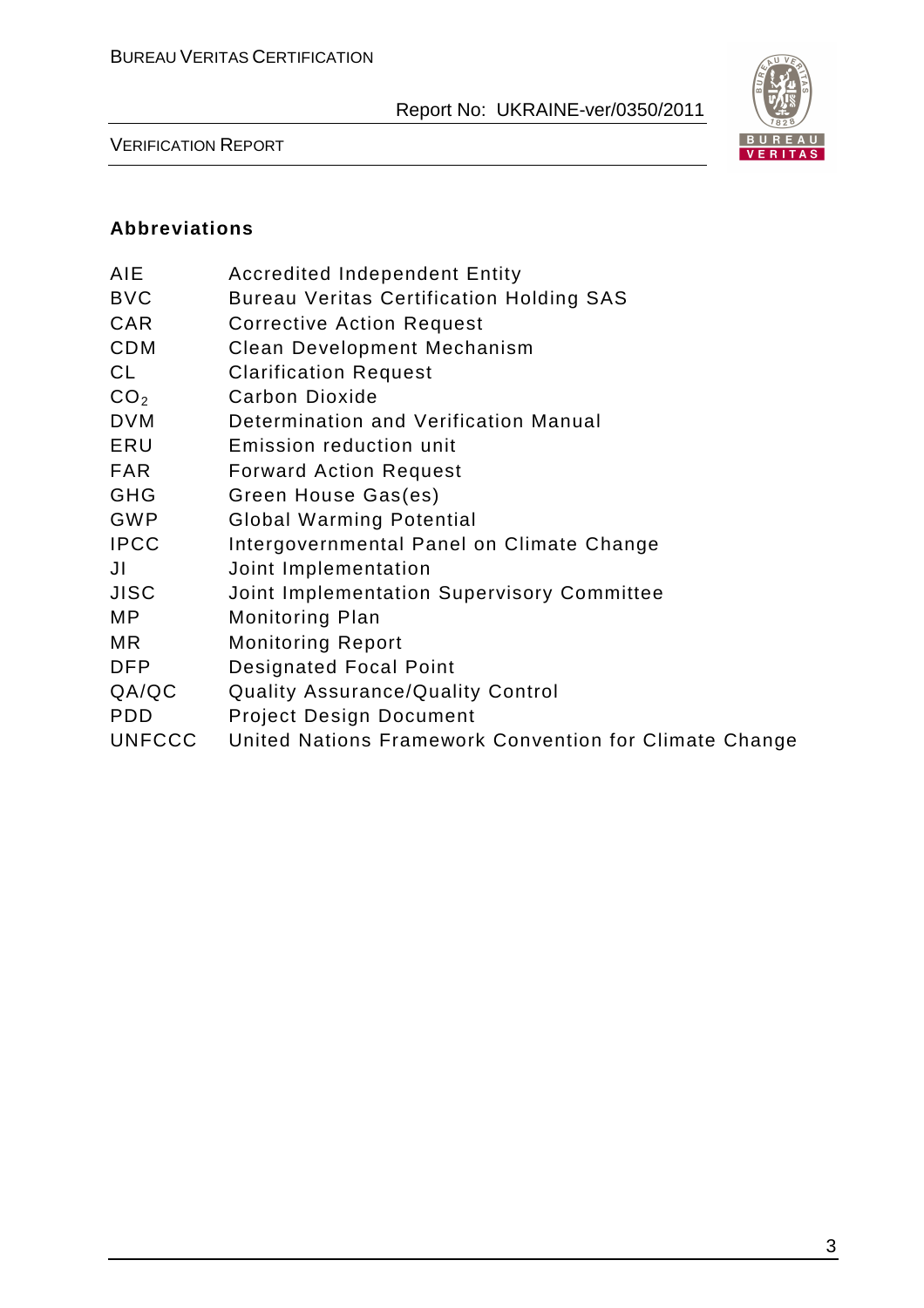### Abbreviations

| | |
|---|---|
| AIE | Accredited Independent Entity |
| BVC | Bureau Veritas Certification Holding SAS |
| CAR | Corrective Action Request |
| CDM | Clean Development Mechanism |
| CL | Clarification Request |
| $CO_2$ | Carbon Dioxide |
| DVM | Determination and Verification Manual |
| ERU | Emission reduction unit |
| FAR | Forward Action Request |
| GHG | Green House Gas(es) |
| GWP | Global Warming Potential |
| IPCC | Intergovernmental Panel on Climate Change |
| JI | Joint Implementation |
| JISC | Joint Implementation Supervisory Committee |
| MP | Monitoring Plan |
| MR | Monitoring Report |
| DFP | Designated Focal Point |
| QA/QC | Quality Assurance/Quality Control |
| PDD | Project Design Document |
| UNFCCC | United Nations Framework Convention for Climate Change |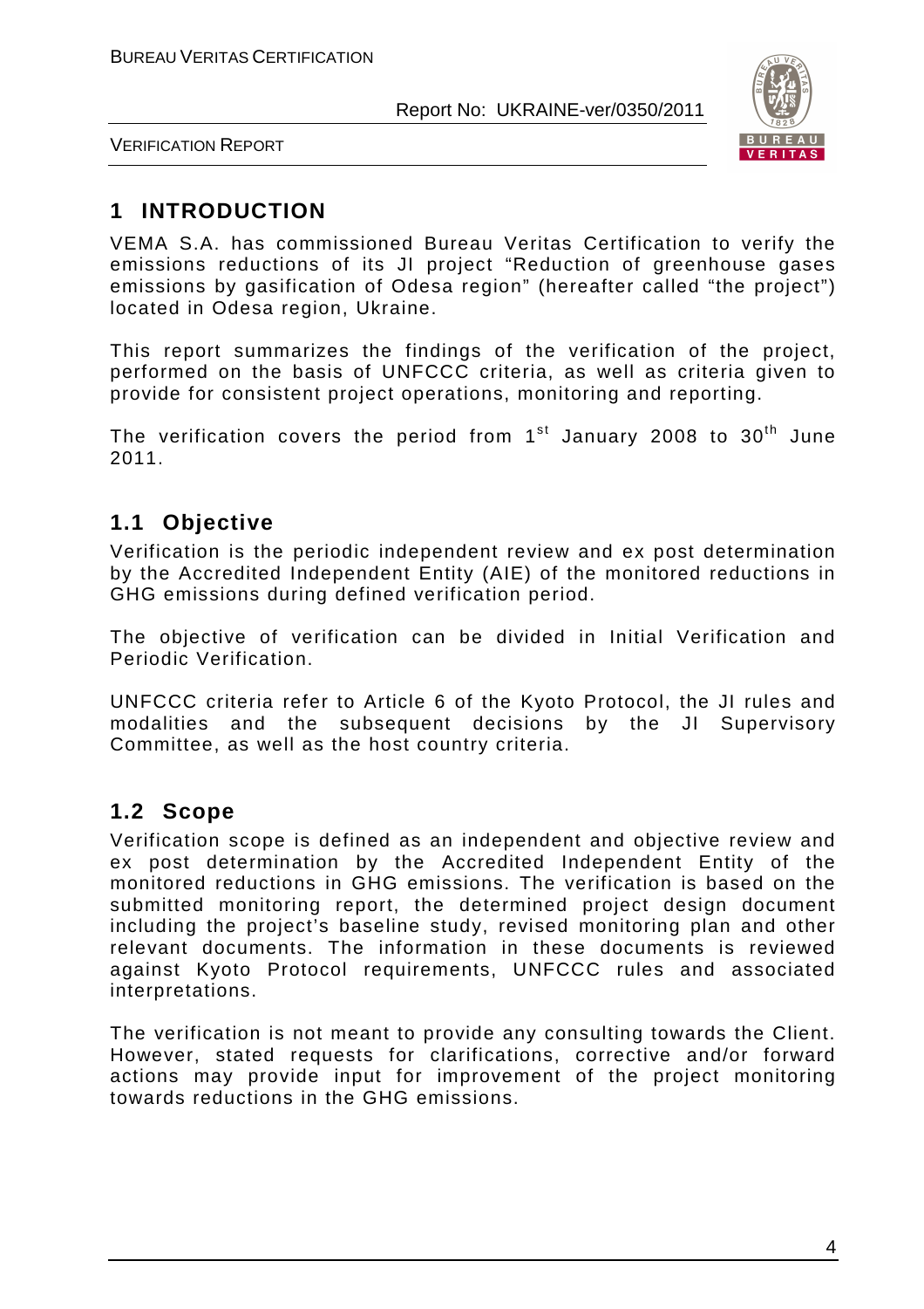# 1 INTRODUCTION

VEMA S.A. has commissioned Bureau Veritas Certification to verify the emissions reductions of its JI project "Reduction of greenhouse gases emissions by gasification of Odesa region" (hereafter called "the project") located in Odesa region, Ukraine.

This report summarizes the findings of the verification of the project, performed on the basis of UNFCCC criteria, as well as criteria given to provide for consistent project operations, monitoring and reporting.

The verification covers the period from 1st January 2008 to 30th June 2011.

## 1.1 Objective

Verification is the periodic independent review and ex post determination by the Accredited Independent Entity (AIE) of the monitored reductions in GHG emissions during defined verification period.

The objective of verification can be divided in Initial Verification and Periodic Verification.

UNFCCC criteria refer to Article 6 of the Kyoto Protocol, the JI rules and modalities and the subsequent decisions by the JI Supervisory Committee, as well as the host country criteria.

## 1.2 Scope

Verification scope is defined as an independent and objective review and ex post determination by the Accredited Independent Entity of the monitored reductions in GHG emissions. The verification is based on the submitted monitoring report, the determined project design document including the project's baseline study, revised monitoring plan and other relevant documents. The information in these documents is reviewed against Kyoto Protocol requirements, UNFCCC rules and associated interpretations.

The verification is not meant to provide any consulting towards the Client. However, stated requests for clarifications, corrective and/or forward actions may provide input for improvement of the project monitoring towards reductions in the GHG emissions.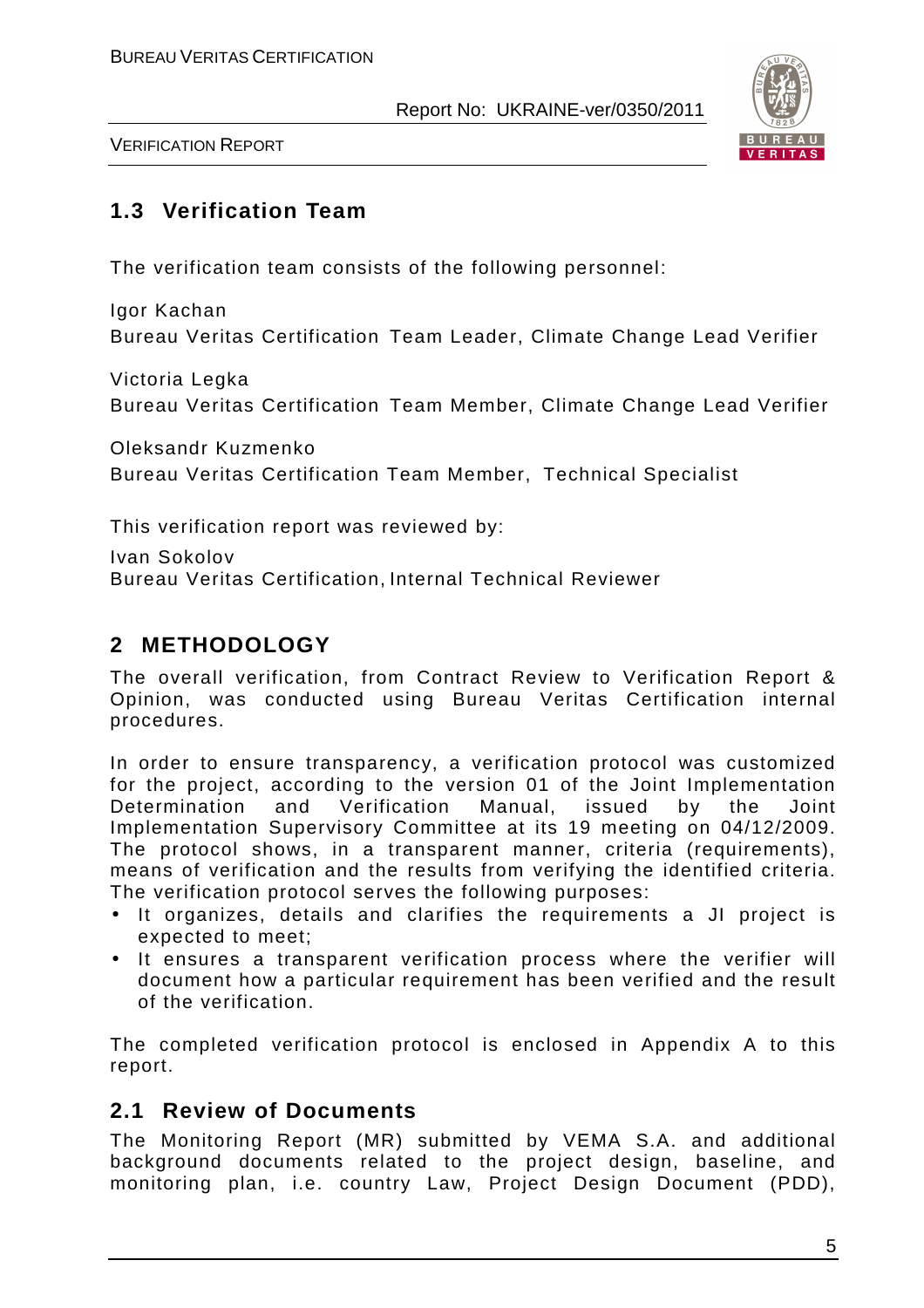## 1.3 Verification Team

The verification team consists of the following personnel:

Igor Kachan
Bureau Veritas Certification Team Leader, Climate Change Lead Verifier

Victoria Legka
Bureau Veritas Certification Team Member, Climate Change Lead Verifier

Oleksandr Kuzmenko
Bureau Veritas Certification Team Member, Technical Specialist

This verification report was reviewed by:

Ivan Sokolov
Bureau Veritas Certification, Internal Technical Reviewer

# 2 METHODOLOGY

The overall verification, from Contract Review to Verification Report & Opinion, was conducted using Bureau Veritas Certification internal procedures.

In order to ensure transparency, a verification protocol was customized for the project, according to the version 01 of the Joint Implementation Determination and Verification Manual, issued by the Joint Implementation Supervisory Committee at its 19 meeting on 04/12/2009. The protocol shows, in a transparent manner, criteria (requirements), means of verification and the results from verifying the identified criteria. The verification protocol serves the following purposes:

- It organizes, details and clarifies the requirements a JI project is expected to meet;
- It ensures a transparent verification process where the verifier will document how a particular requirement has been verified and the result of the verification.

The completed verification protocol is enclosed in Appendix A to this report.

## 2.1 Review of Documents

The Monitoring Report (MR) submitted by VEMA S.A. and additional background documents related to the project design, baseline, and monitoring plan, i.e. country Law, Project Design Document (PDD),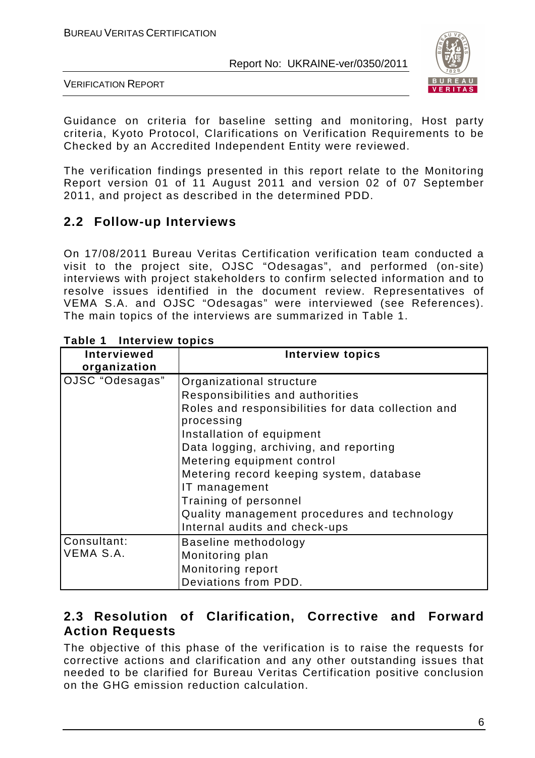Guidance on criteria for baseline setting and monitoring, Host party criteria, Kyoto Protocol, Clarifications on Verification Requirements to be Checked by an Accredited Independent Entity were reviewed.

The verification findings presented in this report relate to the Monitoring Report version 01 of 11 August 2011 and version 02 of 07 September 2011, and project as described in the determined PDD.

## 2.2 Follow-up Interviews

On 17/08/2011 Bureau Veritas Certification verification team conducted a visit to the project site, OJSC "Odesagas", and performed (on-site) interviews with project stakeholders to confirm selected information and to resolve issues identified in the document review. Representatives of VEMA S.A. and OJSC "Odesagas" were interviewed (see References). The main topics of the interviews are summarized in Table 1.

**Table 1 Interview topics**

| Interviewed organization | Interview topics |
|---|---|
| OJSC "Odesagas" | Organizational structure<br>Responsibilities and authorities<br>Roles and responsibilities for data collection and processing<br>Installation of equipment<br>Data logging, archiving, and reporting<br>Metering equipment control<br>Metering record keeping system, database<br>IT management<br>Training of personnel<br>Quality management procedures and technology<br>Internal audits and check-ups |
| Consultant: VEMA S.A. | Baseline methodology<br>Monitoring plan<br>Monitoring report<br>Deviations from PDD. |

## 2.3 Resolution of Clarification, Corrective and Forward Action Requests

The objective of this phase of the verification is to raise the requests for corrective actions and clarification and any other outstanding issues that needed to be clarified for Bureau Veritas Certification positive conclusion on the GHG emission reduction calculation.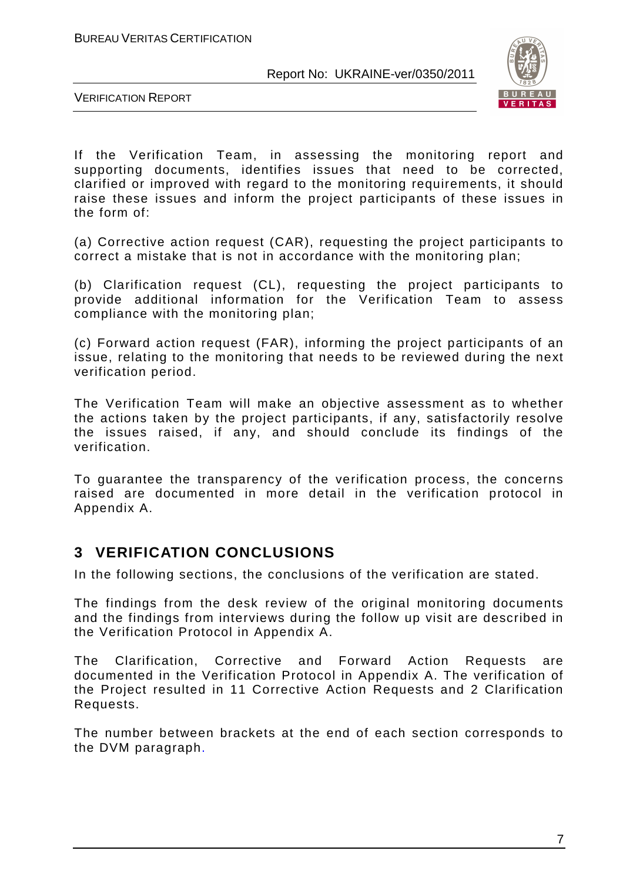If the Verification Team, in assessing the monitoring report and supporting documents, identifies issues that need to be corrected, clarified or improved with regard to the monitoring requirements, it should raise these issues and inform the project participants of these issues in the form of:

(a) Corrective action request (CAR), requesting the project participants to correct a mistake that is not in accordance with the monitoring plan;

(b) Clarification request (CL), requesting the project participants to provide additional information for the Verification Team to assess compliance with the monitoring plan;

(c) Forward action request (FAR), informing the project participants of an issue, relating to the monitoring that needs to be reviewed during the next verification period.

The Verification Team will make an objective assessment as to whether the actions taken by the project participants, if any, satisfactorily resolve the issues raised, if any, and should conclude its findings of the verification.

To guarantee the transparency of the verification process, the concerns raised are documented in more detail in the verification protocol in Appendix A.

# 3 VERIFICATION CONCLUSIONS

In the following sections, the conclusions of the verification are stated.

The findings from the desk review of the original monitoring documents and the findings from interviews during the follow up visit are described in the Verification Protocol in Appendix A.

The Clarification, Corrective and Forward Action Requests are documented in the Verification Protocol in Appendix A. The verification of the Project resulted in 11 Corrective Action Requests and 2 Clarification Requests.

The number between brackets at the end of each section corresponds to the DVM paragraph.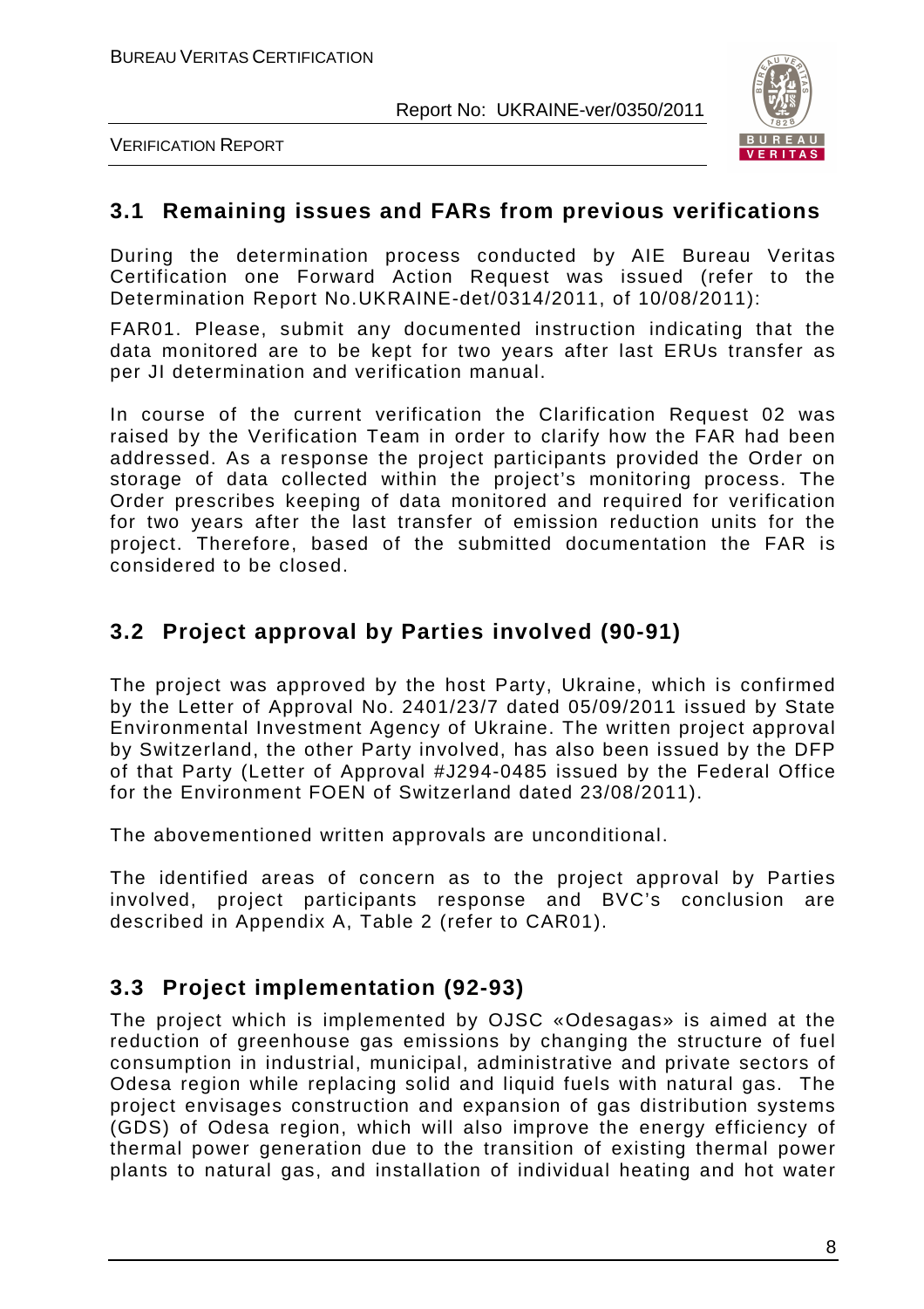## 3.1 Remaining issues and FARs from previous verifications

During the determination process conducted by AIE Bureau Veritas Certification one Forward Action Request was issued (refer to the Determination Report No.UKRAINE-det/0314/2011, of 10/08/2011):

FAR01. Please, submit any documented instruction indicating that the data monitored are to be kept for two years after last ERUs transfer as per JI determination and verification manual.

In course of the current verification the Clarification Request 02 was raised by the Verification Team in order to clarify how the FAR had been addressed. As a response the project participants provided the Order on storage of data collected within the project's monitoring process. The Order prescribes keeping of data monitored and required for verification for two years after the last transfer of emission reduction units for the project. Therefore, based of the submitted documentation the FAR is considered to be closed.

## 3.2 Project approval by Parties involved (90-91)

The project was approved by the host Party, Ukraine, which is confirmed by the Letter of Approval No. 2401/23/7 dated 05/09/2011 issued by State Environmental Investment Agency of Ukraine. The written project approval by Switzerland, the other Party involved, has also been issued by the DFP of that Party (Letter of Approval #J294-0485 issued by the Federal Office for the Environment FOEN of Switzerland dated 23/08/2011).

The abovementioned written approvals are unconditional.

The identified areas of concern as to the project approval by Parties involved, project participants response and BVC's conclusion are described in Appendix A, Table 2 (refer to CAR01).

## 3.3 Project implementation (92-93)

The project which is implemented by OJSC «Odesagas» is aimed at the reduction of greenhouse gas emissions by changing the structure of fuel consumption in industrial, municipal, administrative and private sectors of Odesa region while replacing solid and liquid fuels with natural gas. The project envisages construction and expansion of gas distribution systems (GDS) of Odesa region, which will also improve the energy efficiency of thermal power generation due to the transition of existing thermal power plants to natural gas, and installation of individual heating and hot water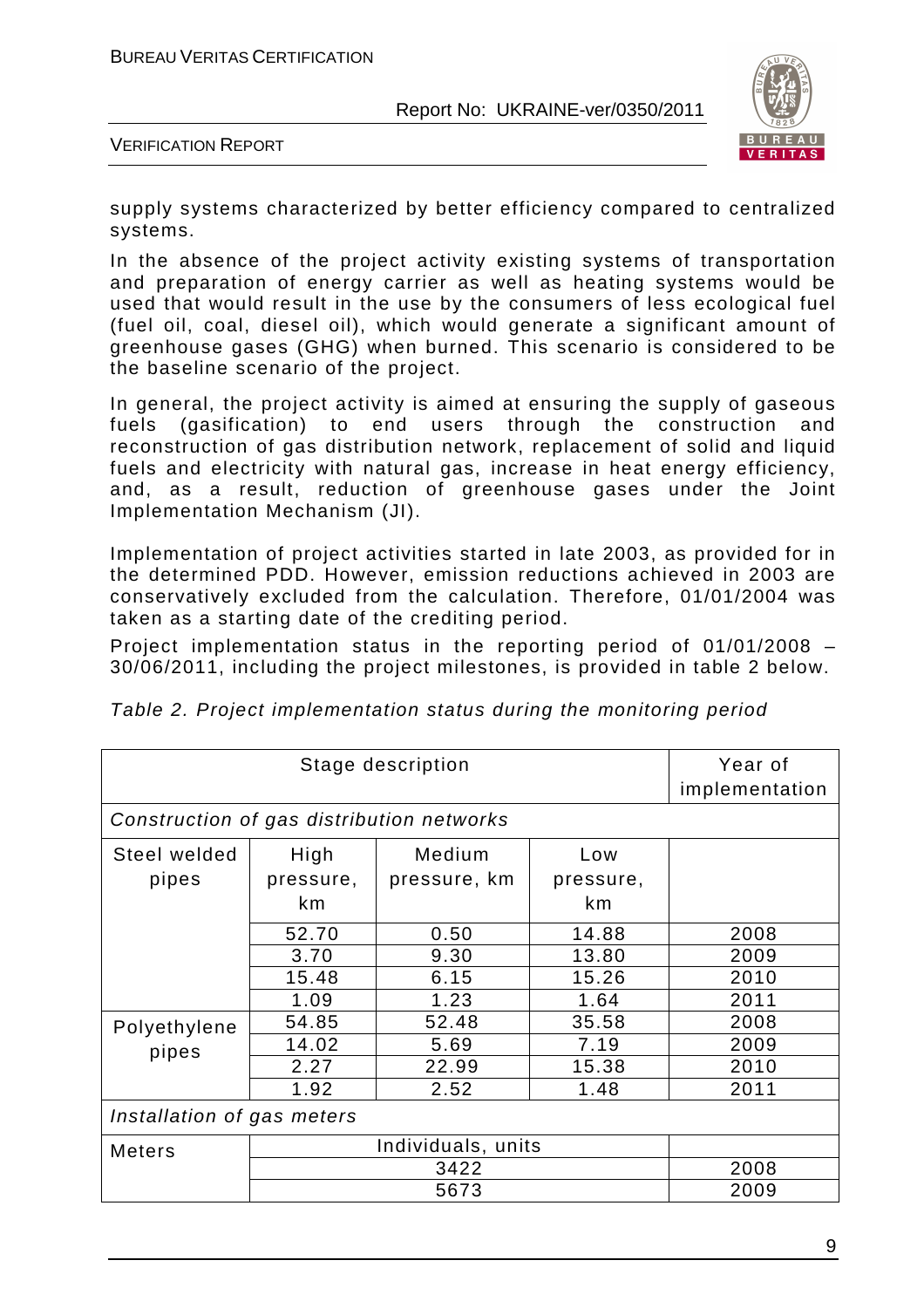supply systems characterized by better efficiency compared to centralized systems.

In the absence of the project activity existing systems of transportation and preparation of energy carrier as well as heating systems would be used that would result in the use by the consumers of less ecological fuel (fuel oil, coal, diesel oil), which would generate a significant amount of greenhouse gases (GHG) when burned. This scenario is considered to be the baseline scenario of the project.

In general, the project activity is aimed at ensuring the supply of gaseous fuels (gasification) to end users through the construction and reconstruction of gas distribution network, replacement of solid and liquid fuels and electricity with natural gas, increase in heat energy efficiency, and, as a result, reduction of greenhouse gases under the Joint Implementation Mechanism (JI).

Implementation of project activities started in late 2003, as provided for in the determined PDD. However, emission reductions achieved in 2003 are conservatively excluded from the calculation. Therefore, 01/01/2004 was taken as a starting date of the crediting period.

Project implementation status in the reporting period of 01/01/2008 – 30/06/2011, including the project milestones, is provided in table 2 below.

*Table 2. Project implementation status during the monitoring period*

| Stage description | | | | Year of implementation |
|---|---|---|---|---|
| *Construction of gas distribution networks* | | | | |
| Steel welded pipes | High pressure, km | Medium pressure, km | Low pressure, km | |
| | 52.70 | 0.50 | 14.88 | 2008 |
| | 3.70 | 9.30 | 13.80 | 2009 |
| | 15.48 | 6.15 | 15.26 | 2010 |
| | 1.09 | 1.23 | 1.64 | 2011 |
| Polyethylene pipes | 54.85 | 52.48 | 35.58 | 2008 |
| | 14.02 | 5.69 | 7.19 | 2009 |
| | 2.27 | 22.99 | 15.38 | 2010 |
| | 1.92 | 2.52 | 1.48 | 2011 |
| *Installation of gas meters* | | | | |
| Meters | Individuals, units | | | |
| | 3422 | | | 2008 |
| | 5673 | | | 2009 |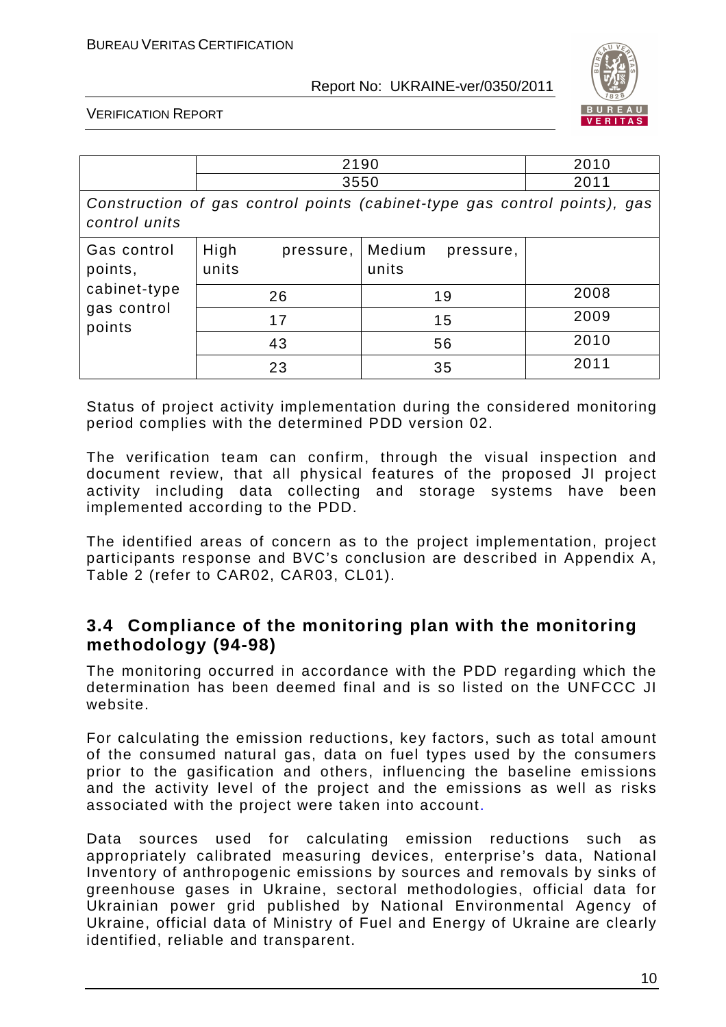| | | | |
|---|---|---|---|
| | 2190 | | 2010 |
| | 3550 | | 2011 |
| *Construction of gas control points (cabinet-type gas control points), gas control units* | | | |
| Gas control points, cabinet-type gas control points | High pressure, units | Medium pressure, units | |
| | 26 | 19 | 2008 |
| | 17 | 15 | 2009 |
| | 43 | 56 | 2010 |
| | 23 | 35 | 2011 |

Status of project activity implementation during the considered monitoring period complies with the determined PDD version 02.

The verification team can confirm, through the visual inspection and document review, that all physical features of the proposed JI project activity including data collecting and storage systems have been implemented according to the PDD.

The identified areas of concern as to the project implementation, project participants response and BVC's conclusion are described in Appendix A, Table 2 (refer to CAR02, CAR03, CL01).

## 3.4 Compliance of the monitoring plan with the monitoring methodology (94-98)

The monitoring occurred in accordance with the PDD regarding which the determination has been deemed final and is so listed on the UNFCCC JI website.

For calculating the emission reductions, key factors, such as total amount of the consumed natural gas, data on fuel types used by the consumers prior to the gasification and others, influencing the baseline emissions and the activity level of the project and the emissions as well as risks associated with the project were taken into account.

Data sources used for calculating emission reductions such as appropriately calibrated measuring devices, enterprise's data, National Inventory of anthropogenic emissions by sources and removals by sinks of greenhouse gases in Ukraine, sectoral methodologies, official data for Ukrainian power grid published by National Environmental Agency of Ukraine, official data of Ministry of Fuel and Energy of Ukraine are clearly identified, reliable and transparent.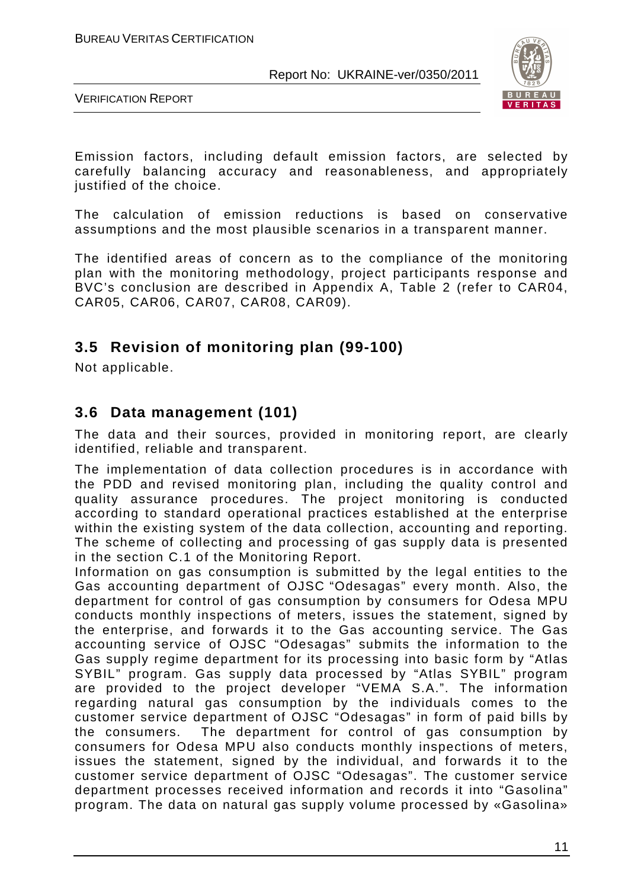Emission factors, including default emission factors, are selected by carefully balancing accuracy and reasonableness, and appropriately justified of the choice.

The calculation of emission reductions is based on conservative assumptions and the most plausible scenarios in a transparent manner.

The identified areas of concern as to the compliance of the monitoring plan with the monitoring methodology, project participants response and BVC's conclusion are described in Appendix A, Table 2 (refer to CAR04, CAR05, CAR06, CAR07, CAR08, CAR09).

## 3.5 Revision of monitoring plan (99-100)

Not applicable.

## 3.6 Data management (101)

The data and their sources, provided in monitoring report, are clearly identified, reliable and transparent.

The implementation of data collection procedures is in accordance with the PDD and revised monitoring plan, including the quality control and quality assurance procedures. The project monitoring is conducted according to standard operational practices established at the enterprise within the existing system of the data collection, accounting and reporting. The scheme of collecting and processing of gas supply data is presented in the section C.1 of the Monitoring Report.

Information on gas consumption is submitted by the legal entities to the Gas accounting department of OJSC "Odesagas" every month. Also, the department for control of gas consumption by consumers for Odesa MPU conducts monthly inspections of meters, issues the statement, signed by the enterprise, and forwards it to the Gas accounting service. The Gas accounting service of OJSC "Odesagas" submits the information to the Gas supply regime department for its processing into basic form by "Atlas SYBIL" program. Gas supply data processed by "Atlas SYBIL" program are provided to the project developer "VEMA S.A.". The information regarding natural gas consumption by the individuals comes to the customer service department of OJSC "Odesagas" in form of paid bills by the consumers. The department for control of gas consumption by consumers for Odesa MPU also conducts monthly inspections of meters, issues the statement, signed by the individual, and forwards it to the customer service department of OJSC "Odesagas". The customer service department processes received information and records it into "Gasolina" program. The data on natural gas supply volume processed by «Gasolina»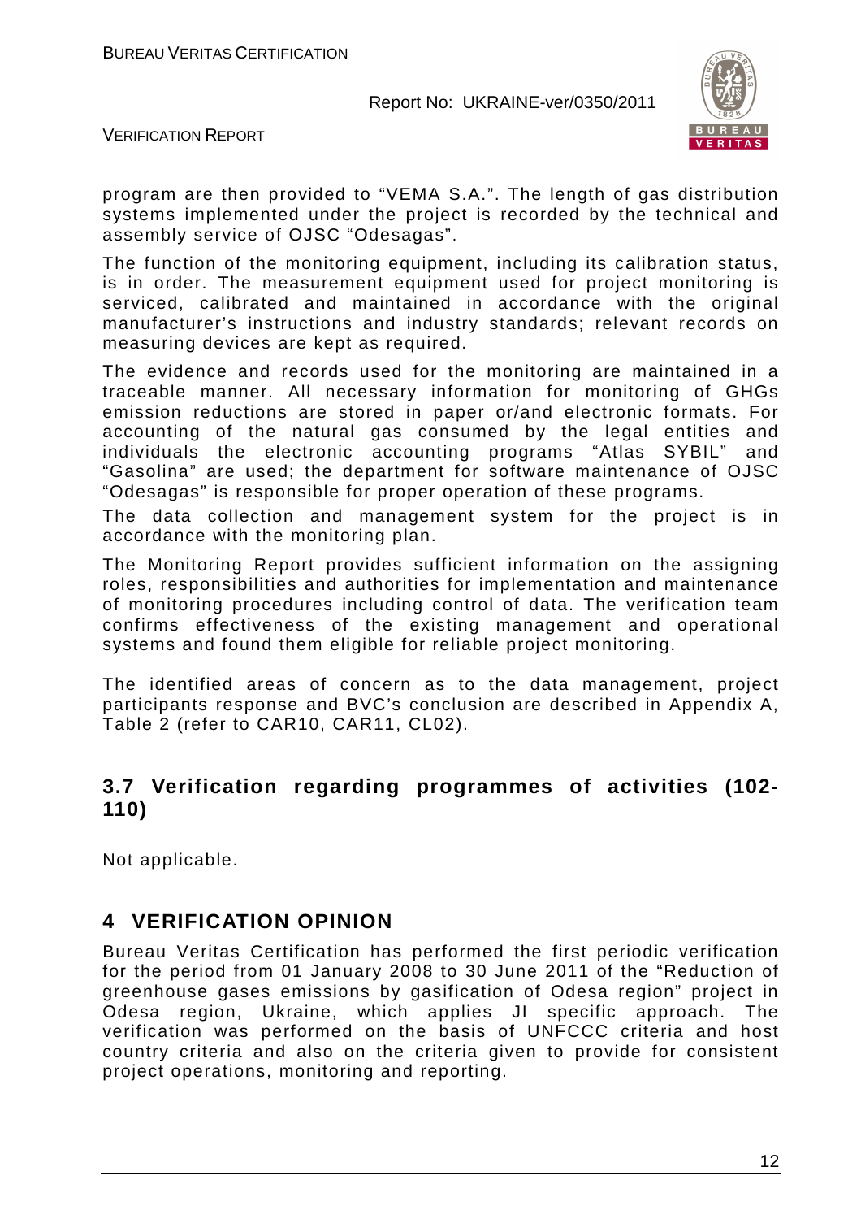program are then provided to "VEMA S.A.". The length of gas distribution systems implemented under the project is recorded by the technical and assembly service of OJSC "Odesagas".

The function of the monitoring equipment, including its calibration status, is in order. The measurement equipment used for project monitoring is serviced, calibrated and maintained in accordance with the original manufacturer's instructions and industry standards; relevant records on measuring devices are kept as required.

The evidence and records used for the monitoring are maintained in a traceable manner. All necessary information for monitoring of GHGs emission reductions are stored in paper or/and electronic formats. For accounting of the natural gas consumed by the legal entities and individuals the electronic accounting programs "Atlas SYBIL" and "Gasolina" are used; the department for software maintenance of OJSC "Odesagas" is responsible for proper operation of these programs.

The data collection and management system for the project is in accordance with the monitoring plan.

The Monitoring Report provides sufficient information on the assigning roles, responsibilities and authorities for implementation and maintenance of monitoring procedures including control of data. The verification team confirms effectiveness of the existing management and operational systems and found them eligible for reliable project monitoring.

The identified areas of concern as to the data management, project participants response and BVC's conclusion are described in Appendix A, Table 2 (refer to CAR10, CAR11, CL02).

## 3.7 Verification regarding programmes of activities (102-110)

Not applicable.

# 4 VERIFICATION OPINION

Bureau Veritas Certification has performed the first periodic verification for the period from 01 January 2008 to 30 June 2011 of the "Reduction of greenhouse gases emissions by gasification of Odesa region" project in Odesa region, Ukraine, which applies JI specific approach. The verification was performed on the basis of UNFCCC criteria and host country criteria and also on the criteria given to provide for consistent project operations, monitoring and reporting.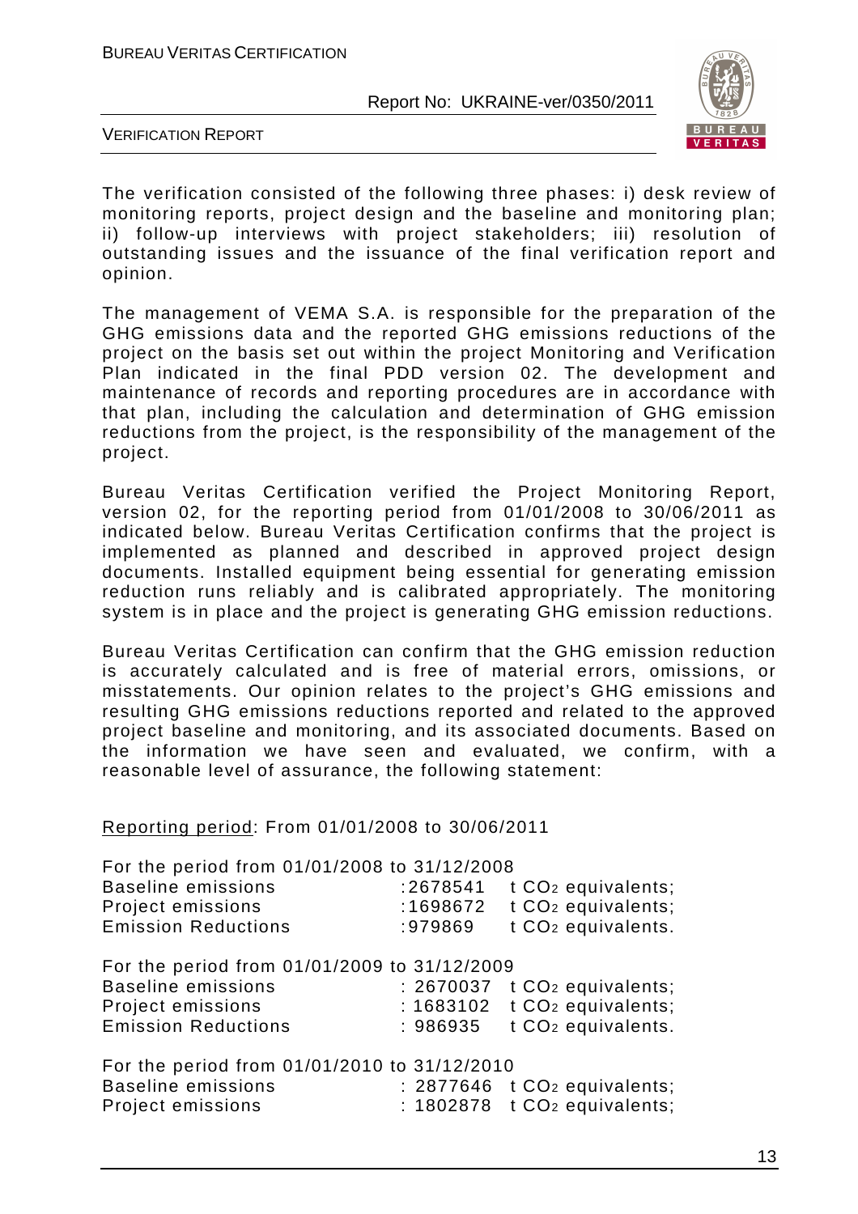The verification consisted of the following three phases: i) desk review of monitoring reports, project design and the baseline and monitoring plan; ii) follow-up interviews with project stakeholders; iii) resolution of outstanding issues and the issuance of the final verification report and opinion.

The management of VEMA S.A. is responsible for the preparation of the GHG emissions data and the reported GHG emissions reductions of the project on the basis set out within the project Monitoring and Verification Plan indicated in the final PDD version 02. The development and maintenance of records and reporting procedures are in accordance with that plan, including the calculation and determination of GHG emission reductions from the project, is the responsibility of the management of the project.

Bureau Veritas Certification verified the Project Monitoring Report, version 02, for the reporting period from 01/01/2008 to 30/06/2011 as indicated below. Bureau Veritas Certification confirms that the project is implemented as planned and described in approved project design documents. Installed equipment being essential for generating emission reduction runs reliably and is calibrated appropriately. The monitoring system is in place and the project is generating GHG emission reductions.

Bureau Veritas Certification can confirm that the GHG emission reduction is accurately calculated and is free of material errors, omissions, or misstatements. Our opinion relates to the project's GHG emissions and resulting GHG emissions reductions reported and related to the approved project baseline and monitoring, and its associated documents. Based on the information we have seen and evaluated, we confirm, with a reasonable level of assurance, the following statement:

Reporting period: From 01/01/2008 to 30/06/2011

For the period from 01/01/2008 to 31/12/2008
Baseline emissions :2678541 t $CO_2$ equivalents;
Project emissions :1698672 t $CO_2$ equivalents;
Emission Reductions :979869 t $CO_2$ equivalents.

For the period from 01/01/2009 to 31/12/2009
Baseline emissions : 2670037 t $CO_2$ equivalents;
Project emissions : 1683102 t $CO_2$ equivalents;
Emission Reductions : 986935 t $CO_2$ equivalents.

For the period from 01/01/2010 to 31/12/2010
Baseline emissions : 2877646 t $CO_2$ equivalents;
Project emissions : 1802878 t $CO_2$ equivalents;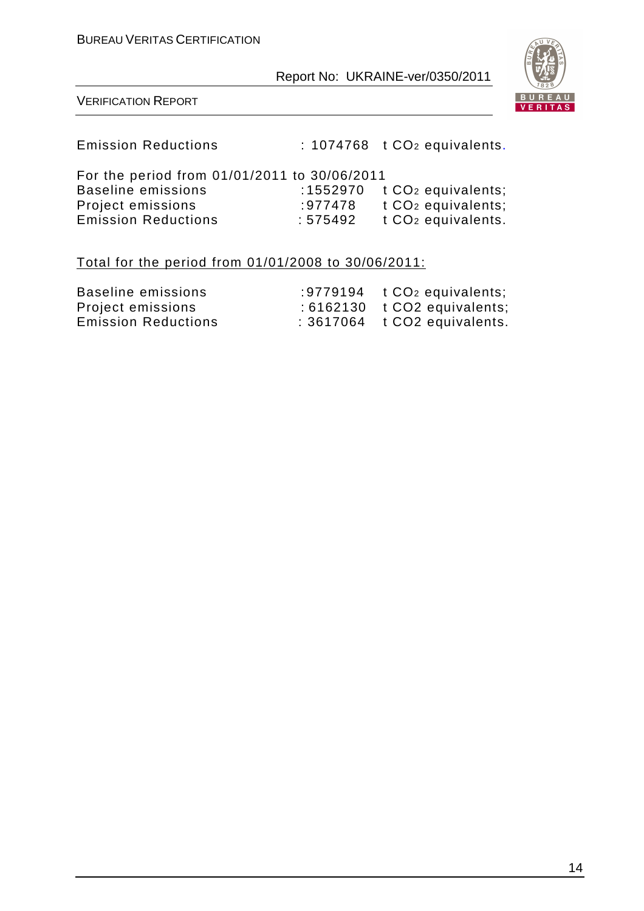Emission Reductions : 1074768 t $CO_2$ equivalents.

For the period from 01/01/2011 to 30/06/2011

Baseline emissions :1552970 t $CO_2$ equivalents;
Project emissions :977478 t $CO_2$ equivalents;
Emission Reductions : 575492 t $CO_2$ equivalents.

Total for the period from 01/01/2008 to 30/06/2011:

Baseline emissions :9779194 t $CO_2$ equivalents;
Project emissions : 6162130 t CO2 equivalents;
Emission Reductions : 3617064 t CO2 equivalents.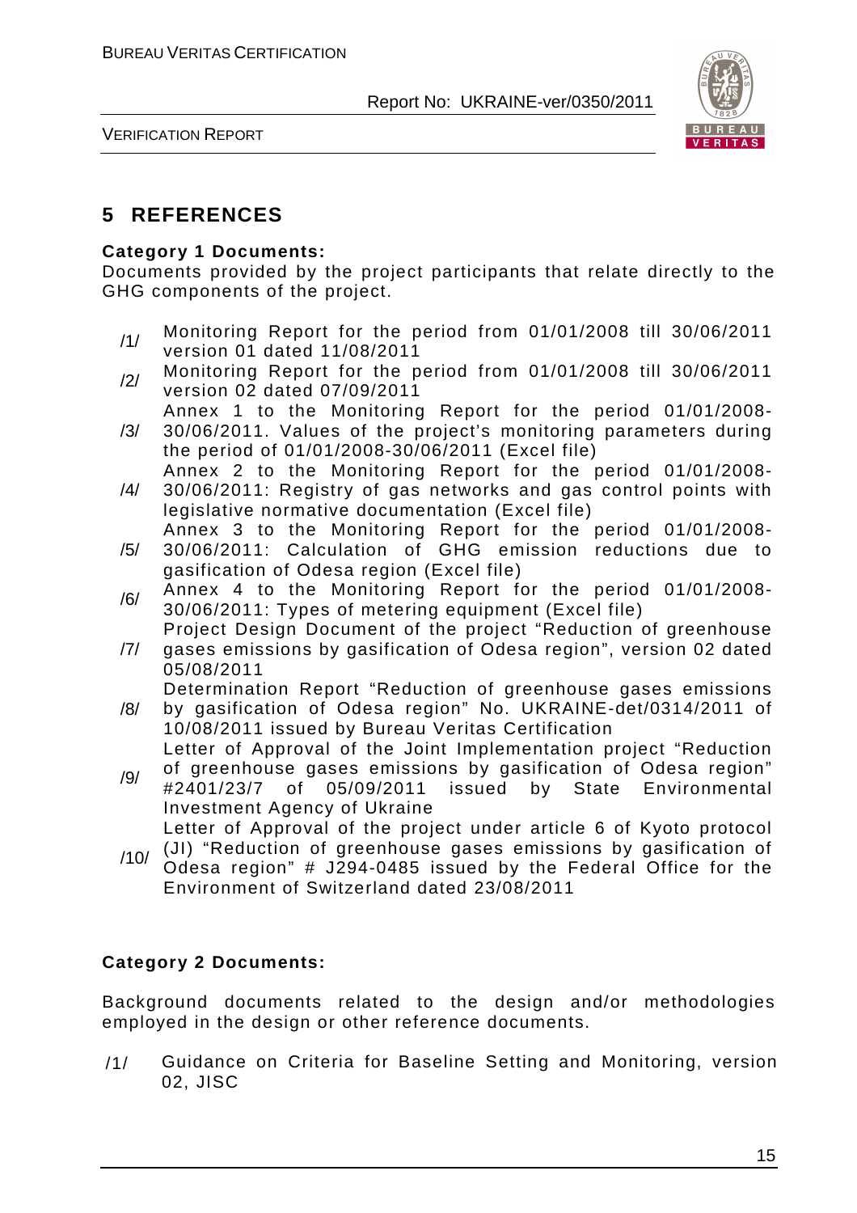## 5 REFERENCES

**Category 1 Documents:**

Documents provided by the project participants that relate directly to the GHG components of the project.

/1/ Monitoring Report for the period from 01/01/2008 till 30/06/2011 version 01 dated 11/08/2011

/2/ Monitoring Report for the period from 01/01/2008 till 30/06/2011 version 02 dated 07/09/2011

/3/ Annex 1 to the Monitoring Report for the period 01/01/2008-30/06/2011. Values of the project's monitoring parameters during the period of 01/01/2008-30/06/2011 (Excel file)

/4/ Annex 2 to the Monitoring Report for the period 01/01/2008-30/06/2011: Registry of gas networks and gas control points with legislative normative documentation (Excel file)

/5/ Annex 3 to the Monitoring Report for the period 01/01/2008-30/06/2011: Calculation of GHG emission reductions due to gasification of Odesa region (Excel file)

/6/ Annex 4 to the Monitoring Report for the period 01/01/2008-30/06/2011: Types of metering equipment (Excel file)

/7/ Project Design Document of the project "Reduction of greenhouse gases emissions by gasification of Odesa region", version 02 dated 05/08/2011

/8/ Determination Report "Reduction of greenhouse gases emissions by gasification of Odesa region" No. UKRAINE-det/0314/2011 of 10/08/2011 issued by Bureau Veritas Certification

/9/ Letter of Approval of the Joint Implementation project "Reduction of greenhouse gases emissions by gasification of Odesa region" #2401/23/7 of 05/09/2011 issued by State Environmental Investment Agency of Ukraine

/10/ Letter of Approval of the project under article 6 of Kyoto protocol (JI) "Reduction of greenhouse gases emissions by gasification of Odesa region" # J294-0485 issued by the Federal Office for the Environment of Switzerland dated 23/08/2011

**Category 2 Documents:**

Background documents related to the design and/or methodologies employed in the design or other reference documents.

/1/ Guidance on Criteria for Baseline Setting and Monitoring, version 02, JISC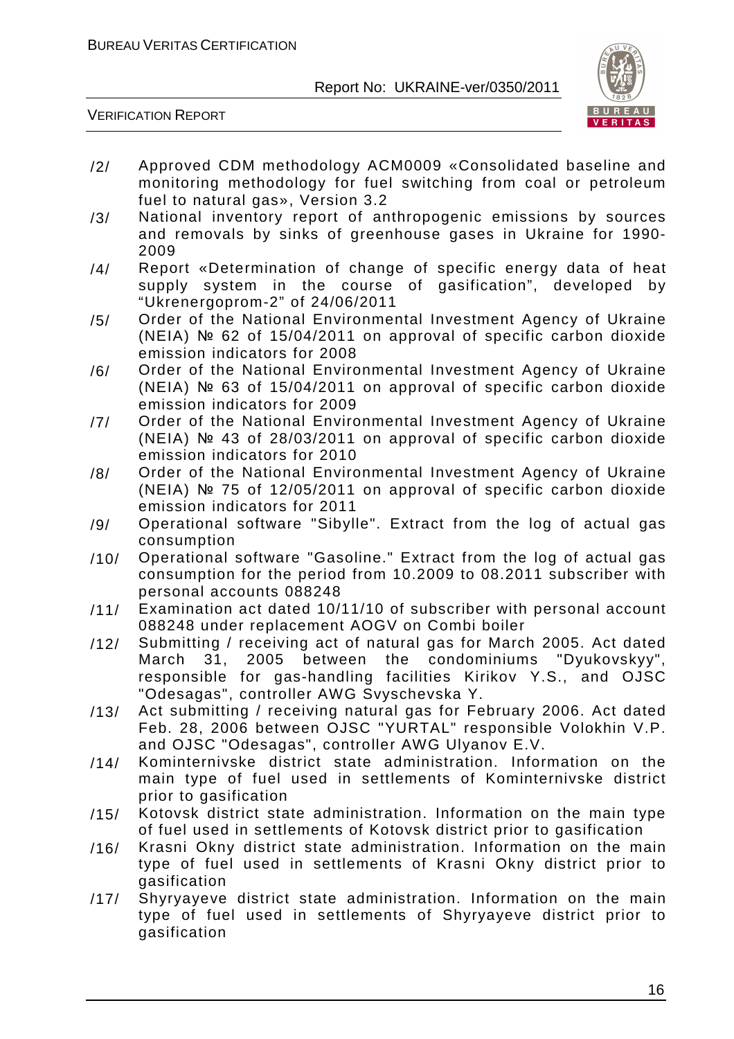/2/ Approved CDM methodology ACM0009 «Consolidated baseline and monitoring methodology for fuel switching from coal or petroleum fuel to natural gas», Version 3.2

/3/ National inventory report of anthropogenic emissions by sources and removals by sinks of greenhouse gases in Ukraine for 1990-2009

/4/ Report «Determination of change of specific energy data of heat supply system in the course of gasification", developed by "Ukrenergoprom-2" of 24/06/2011

/5/ Order of the National Environmental Investment Agency of Ukraine (NEIA) № 62 of 15/04/2011 on approval of specific carbon dioxide emission indicators for 2008

/6/ Order of the National Environmental Investment Agency of Ukraine (NEIA) № 63 of 15/04/2011 on approval of specific carbon dioxide emission indicators for 2009

/7/ Order of the National Environmental Investment Agency of Ukraine (NEIA) № 43 of 28/03/2011 on approval of specific carbon dioxide emission indicators for 2010

/8/ Order of the National Environmental Investment Agency of Ukraine (NEIA) № 75 of 12/05/2011 on approval of specific carbon dioxide emission indicators for 2011

/9/ Operational software "Sibylle". Extract from the log of actual gas consumption

/10/ Operational software "Gasoline." Extract from the log of actual gas consumption for the period from 10.2009 to 08.2011 subscriber with personal accounts 088248

/11/ Examination act dated 10/11/10 of subscriber with personal account 088248 under replacement AOGV on Combi boiler

/12/ Submitting / receiving act of natural gas for March 2005. Act dated March 31, 2005 between the condominiums "Dyukovskyy", responsible for gas-handling facilities Kirikov Y.S., and OJSC "Odesagas", controller AWG Svyschevska Y.

/13/ Act submitting / receiving natural gas for February 2006. Act dated Feb. 28, 2006 between OJSC "YURTAL" responsible Volokhin V.P. and OJSC "Odesagas", controller AWG Ulyanov E.V.

/14/ Kominternivske district state administration. Information on the main type of fuel used in settlements of Kominternivske district prior to gasification

/15/ Kotovsk district state administration. Information on the main type of fuel used in settlements of Kotovsk district prior to gasification

/16/ Krasni Okny district state administration. Information on the main type of fuel used in settlements of Krasni Okny district prior to gasification

/17/ Shyryayeve district state administration. Information on the main type of fuel used in settlements of Shyryayeve district prior to gasification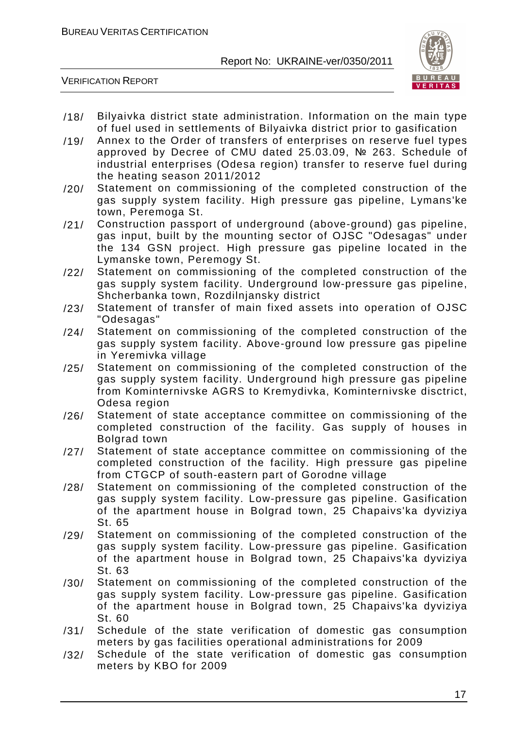/18/ Bilyaivka district state administration. Information on the main type of fuel used in settlements of Bilyaivka district prior to gasification

/19/ Annex to the Order of transfers of enterprises on reserve fuel types approved by Decree of CMU dated 25.03.09, № 263. Schedule of industrial enterprises (Odesa region) transfer to reserve fuel during the heating season 2011/2012

/20/ Statement on commissioning of the completed construction of the gas supply system facility. High pressure gas pipeline, Lymans'ke town, Peremoga St.

/21/ Construction passport of underground (above-ground) gas pipeline, gas input, built by the mounting sector of OJSC "Odesagas" under the 134 GSN project. High pressure gas pipeline located in the Lymanske town, Peremogy St.

/22/ Statement on commissioning of the completed construction of the gas supply system facility. Underground low-pressure gas pipeline, Shcherbanka town, Rozdilnjansky district

/23/ Statement of transfer of main fixed assets into operation of OJSC "Odesagas"

/24/ Statement on commissioning of the completed construction of the gas supply system facility. Above-ground low pressure gas pipeline in Yeremivka village

/25/ Statement on commissioning of the completed construction of the gas supply system facility. Underground high pressure gas pipeline from Kominternivske AGRS to Kremydivka, Kominternivske disctrict, Odesa region

/26/ Statement of state acceptance committee on commissioning of the completed construction of the facility. Gas supply of houses in Bolgrad town

/27/ Statement of state acceptance committee on commissioning of the completed construction of the facility. High pressure gas pipeline from CTGCP of south-eastern part of Gorodne village

/28/ Statement on commissioning of the completed construction of the gas supply system facility. Low-pressure gas pipeline. Gasification of the apartment house in Bolgrad town, 25 Chapaivs'ka dyviziya St. 65

/29/ Statement on commissioning of the completed construction of the gas supply system facility. Low-pressure gas pipeline. Gasification of the apartment house in Bolgrad town, 25 Chapaivs'ka dyviziya St. 63

/30/ Statement on commissioning of the completed construction of the gas supply system facility. Low-pressure gas pipeline. Gasification of the apartment house in Bolgrad town, 25 Chapaivs'ka dyviziya St. 60

/31/ Schedule of the state verification of domestic gas consumption meters by gas facilities operational administrations for 2009

/32/ Schedule of the state verification of domestic gas consumption meters by KBO for 2009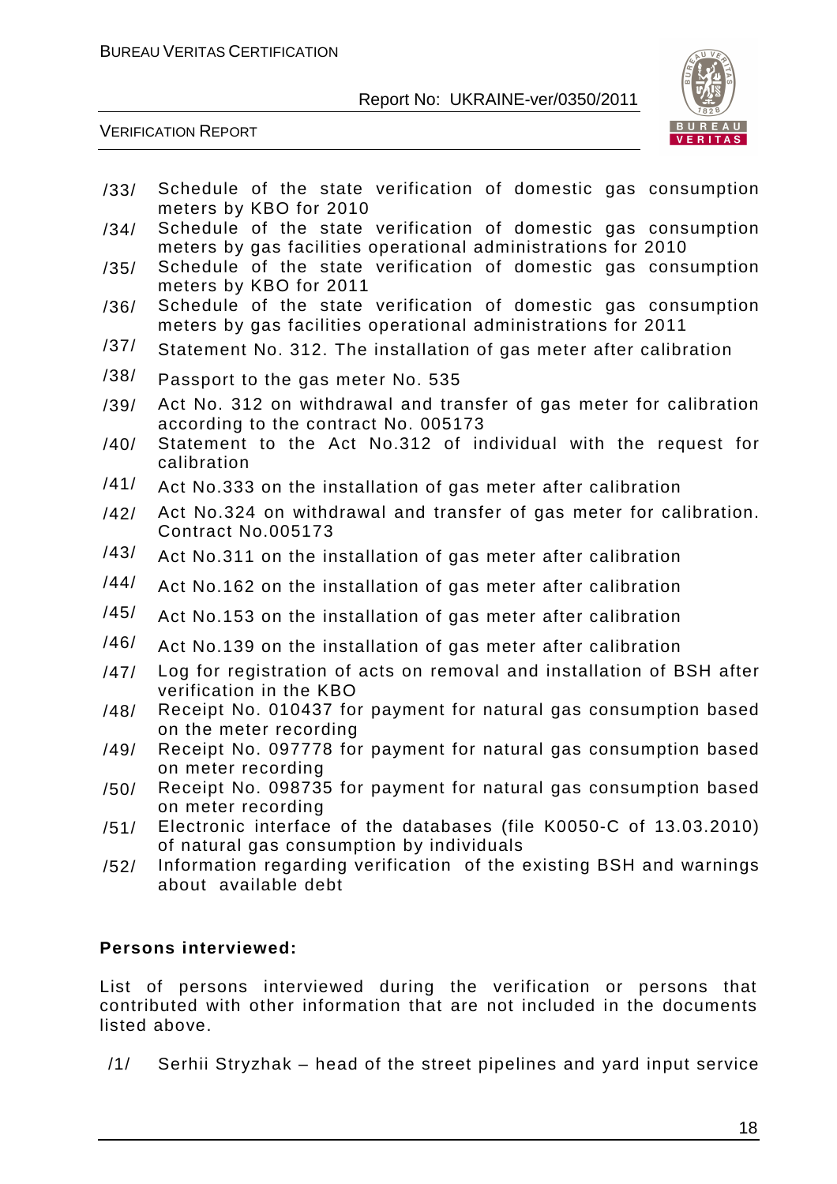/33/ Schedule of the state verification of domestic gas consumption meters by KBO for 2010

/34/ Schedule of the state verification of domestic gas consumption meters by gas facilities operational administrations for 2010

/35/ Schedule of the state verification of domestic gas consumption meters by KBO for 2011

/36/ Schedule of the state verification of domestic gas consumption meters by gas facilities operational administrations for 2011

/37/ Statement No. 312. The installation of gas meter after calibration

/38/ Passport to the gas meter No. 535

/39/ Act No. 312 on withdrawal and transfer of gas meter for calibration according to the contract No. 005173

/40/ Statement to the Act No.312 of individual with the request for calibration

/41/ Act No.333 on the installation of gas meter after calibration

/42/ Act No.324 on withdrawal and transfer of gas meter for calibration. Contract No.005173

/43/ Act No.311 on the installation of gas meter after calibration

/44/ Act No.162 on the installation of gas meter after calibration

/45/ Act No.153 on the installation of gas meter after calibration

/46/ Act No.139 on the installation of gas meter after calibration

/47/ Log for registration of acts on removal and installation of BSH after verification in the KBO

/48/ Receipt No. 010437 for payment for natural gas consumption based on the meter recording

/49/ Receipt No. 097778 for payment for natural gas consumption based on meter recording

/50/ Receipt No. 098735 for payment for natural gas consumption based on meter recording

/51/ Electronic interface of the databases (file K0050-C of 13.03.2010) of natural gas consumption by individuals

/52/ Information regarding verification of the existing BSH and warnings about available debt

**Persons interviewed:**

List of persons interviewed during the verification or persons that contributed with other information that are not included in the documents listed above.

/1/ Serhii Stryzhak – head of the street pipelines and yard input service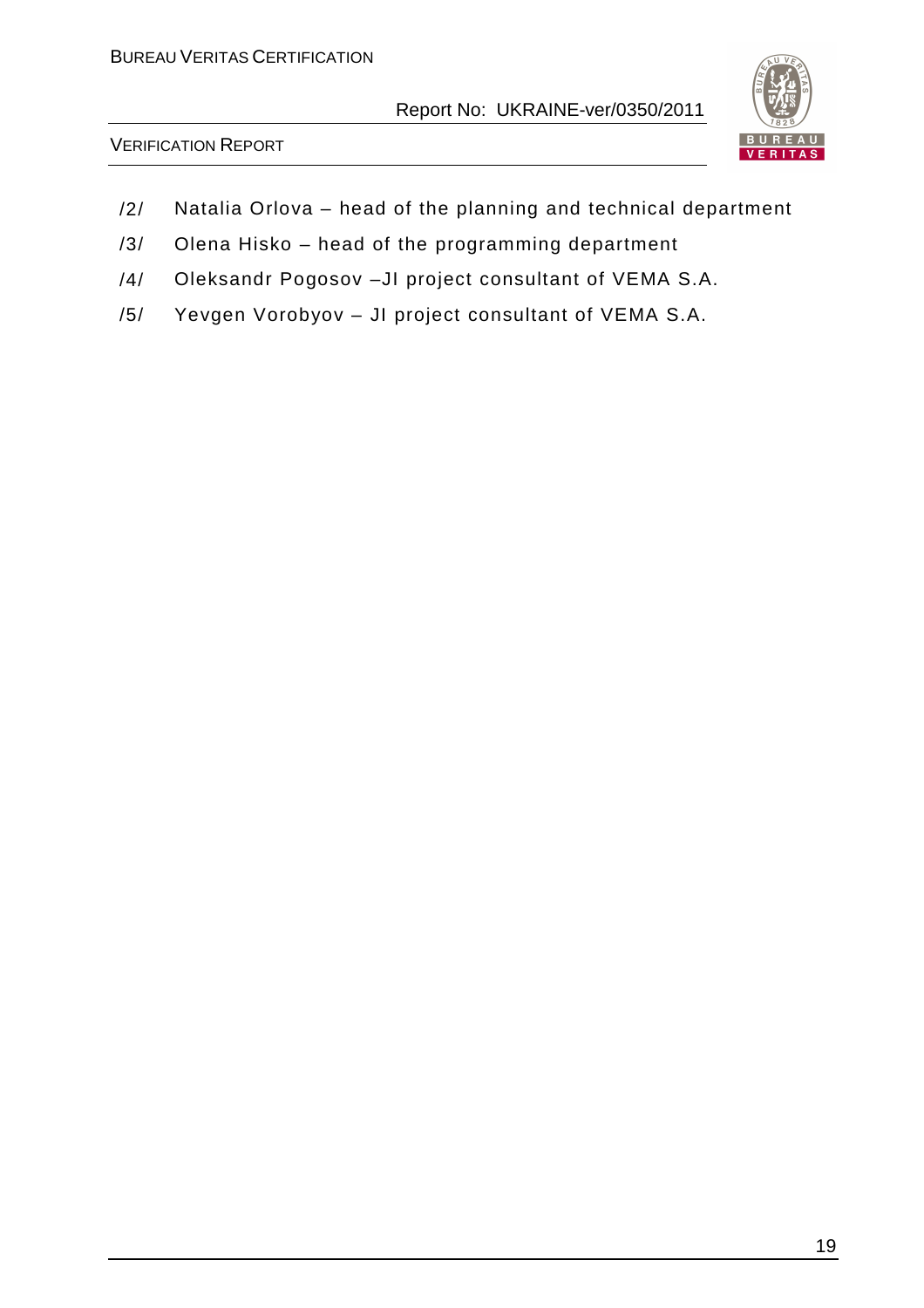/2/ Natalia Orlova – head of the planning and technical department

/3/ Olena Hisko – head of the programming department

/4/ Oleksandr Pogosov –JI project consultant of VEMA S.A.

/5/ Yevgen Vorobyov – JI project consultant of VEMA S.A.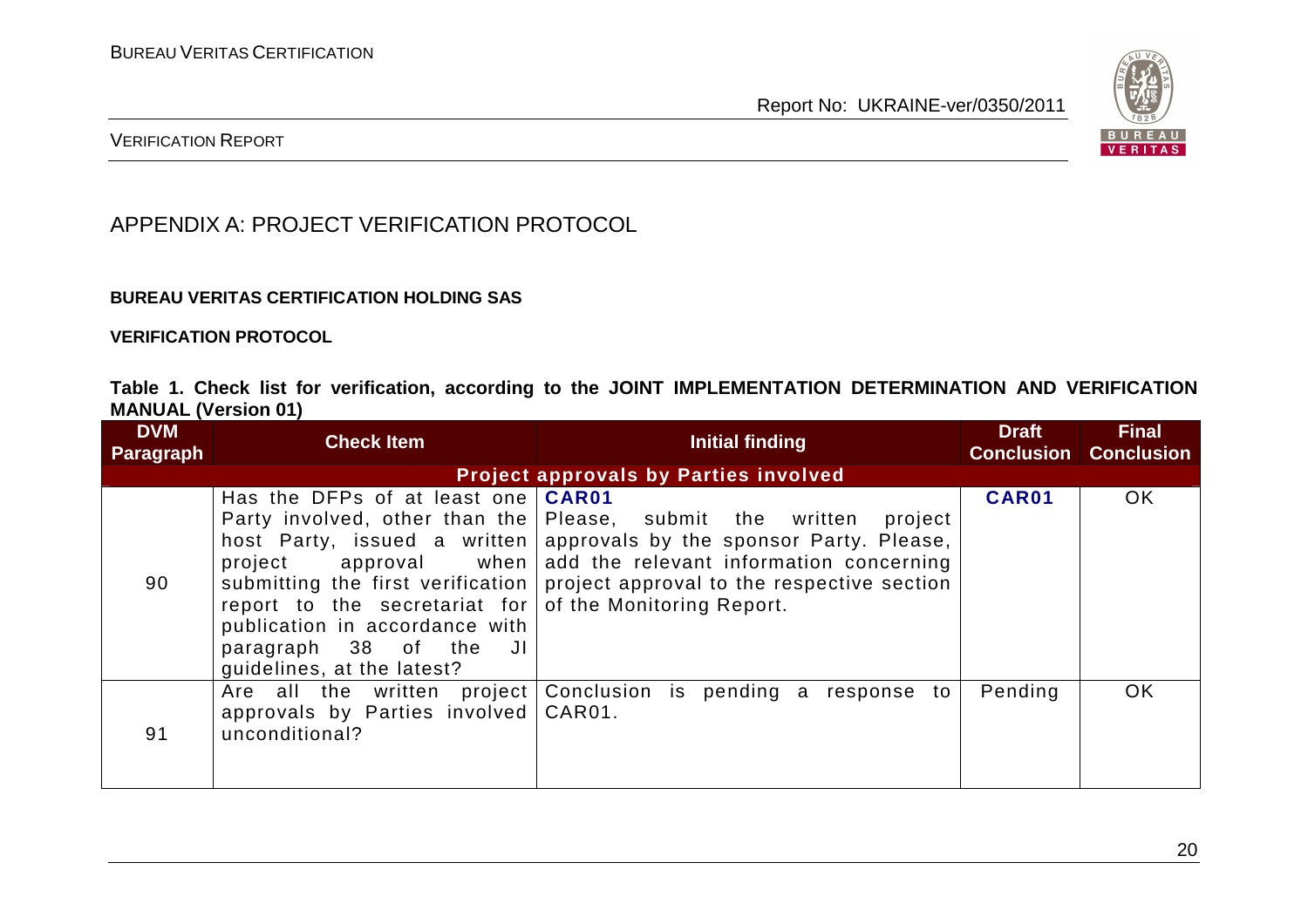# APPENDIX A: PROJECT VERIFICATION PROTOCOL

**BUREAU VERITAS CERTIFICATION HOLDING SAS**

**VERIFICATION PROTOCOL**

**Table 1. Check list for verification, according to the JOINT IMPLEMENTATION DETERMINATION AND VERIFICATION MANUAL (Version 01)**

| DVM Paragraph | Check Item | Initial finding | Draft Conclusion | Final Conclusion |
|---|---|---|---|---|
| | | **Project approvals by Parties involved** | | |
| 90 | Has the DFPs of at least one Party involved, other than the host Party, issued a written project approval when submitting the first verification report to the secretariat for publication in accordance with paragraph 38 of the JI guidelines, at the latest? | **CAR01** Please, submit the written project approvals by the sponsor Party. Please, add the relevant information concerning project approval to the respective section of the Monitoring Report. | **CAR01** | OK |
| 91 | Are all the written project approvals by Parties involved unconditional? | Conclusion is pending a response to CAR01. | Pending | OK |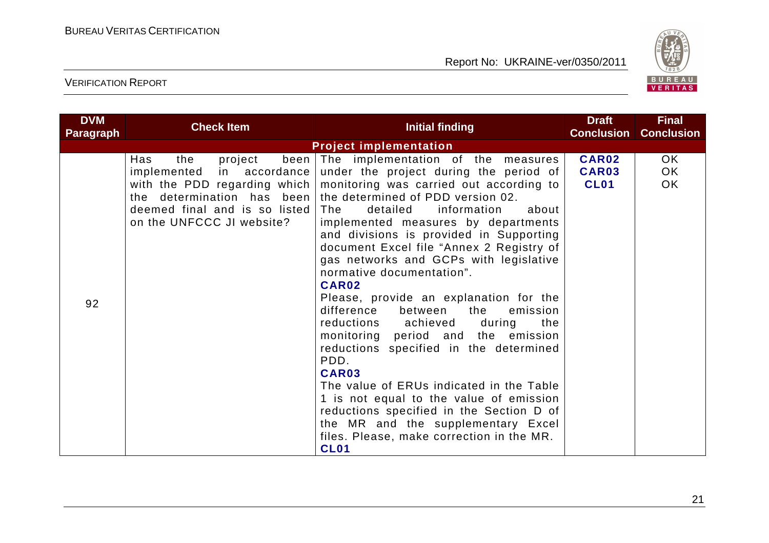| DVM Paragraph | Check Item | Initial finding | Draft Conclusion | Final Conclusion |
|---|---|---|---|---|
| | | **Project implementation** | | |
| 92 | Has the project been implemented in accordance with the PDD regarding which the determination has been deemed final and is so listed on the UNFCCC JI website? | The implementation of the measures under the project during the period of monitoring was carried out according to the determined of PDD version 02.<br>The detailed information about implemented measures by departments and divisions is provided in Supporting document Excel file "Annex 2 Registry of gas networks and GCPs with legislative normative documentation".<br>**CAR02**<br>Please, provide an explanation for the difference between the emission reductions achieved during the monitoring period and the emission reductions specified in the determined PDD.<br>**CAR03**<br>The value of ERUs indicated in the Table 1 is not equal to the value of emission reductions specified in the Section D of the MR and the supplementary Excel files. Please, make correction in the MR.<br>**CL01** | **CAR02**<br>**CAR03**<br>**CL01** | OK<br>OK<br>OK |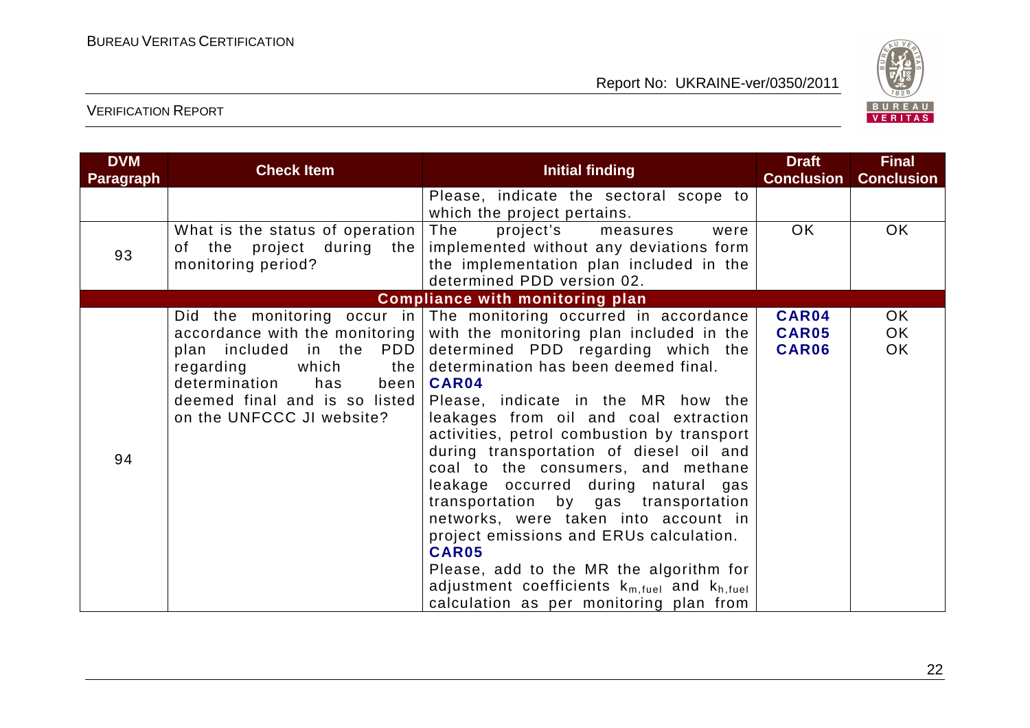| DVM Paragraph | Check Item | Initial finding | Draft Conclusion | Final Conclusion |
|---|---|---|---|---|
| | | Please, indicate the sectoral scope to which the project pertains. | | |
| 93 | What is the status of operation of the project during the monitoring period? | The project's measures were implemented without any deviations form the implementation plan included in the determined PDD version 02. | OK | OK |
| **Compliance with monitoring plan** | | | | |
| 94 | Did the monitoring occur in accordance with the monitoring plan included in the PDD regarding which the determination has been deemed final and is so listed on the UNFCCC JI website? | The monitoring occurred in accordance with the monitoring plan included in the determined PDD regarding which the determination has been deemed final.<br>**CAR04**<br>Please, indicate in the MR how the leakages from oil and coal extraction activities, petrol combustion by transport during transportation of diesel oil and coal to the consumers, and methane leakage occurred during natural gas transportation by gas transportation networks, were taken into account in project emissions and ERUs calculation.<br>**CAR05**<br>Please, add to the MR the algorithm for adjustment coefficients $k_{m,fuel}$ and $k_{h,fuel}$ calculation as per monitoring plan from | **CAR04**<br>**CAR05**<br>**CAR06** | OK<br>OK<br>OK |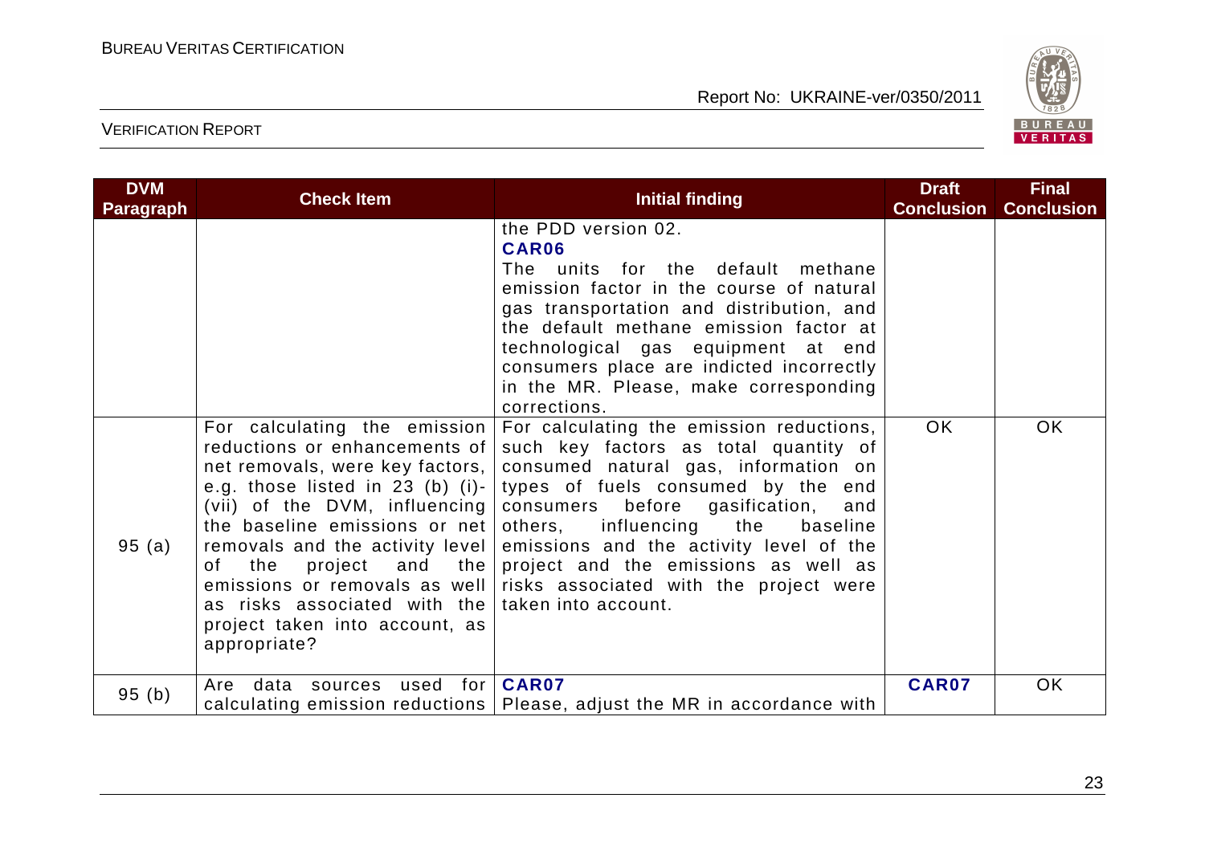| DVM Paragraph | Check Item | Initial finding | Draft Conclusion | Final Conclusion |
|---|---|---|---|---|
| | | the PDD version 02. **CAR06** The units for the default methane emission factor in the course of natural gas transportation and distribution, and the default methane emission factor at technological gas equipment at end consumers place are indicted incorrectly in the MR. Please, make corresponding corrections. | | |
| 95 (a) | For calculating the emission reductions or enhancements of net removals, were key factors, e.g. those listed in 23 (b) (i)-(vii) of the DVM, influencing the baseline emissions or net removals and the activity level of the project and the emissions or removals as well as risks associated with the project taken into account, as appropriate? | For calculating the emission reductions, such key factors as total quantity of consumed natural gas, information on types of fuels consumed by the end consumers before gasification, and others, influencing the baseline emissions and the activity level of the project and the emissions as well as risks associated with the project were taken into account. | OK | OK |
| 95 (b) | Are data sources used for calculating emission reductions | **CAR07** Please, adjust the MR in accordance with | **CAR07** | OK |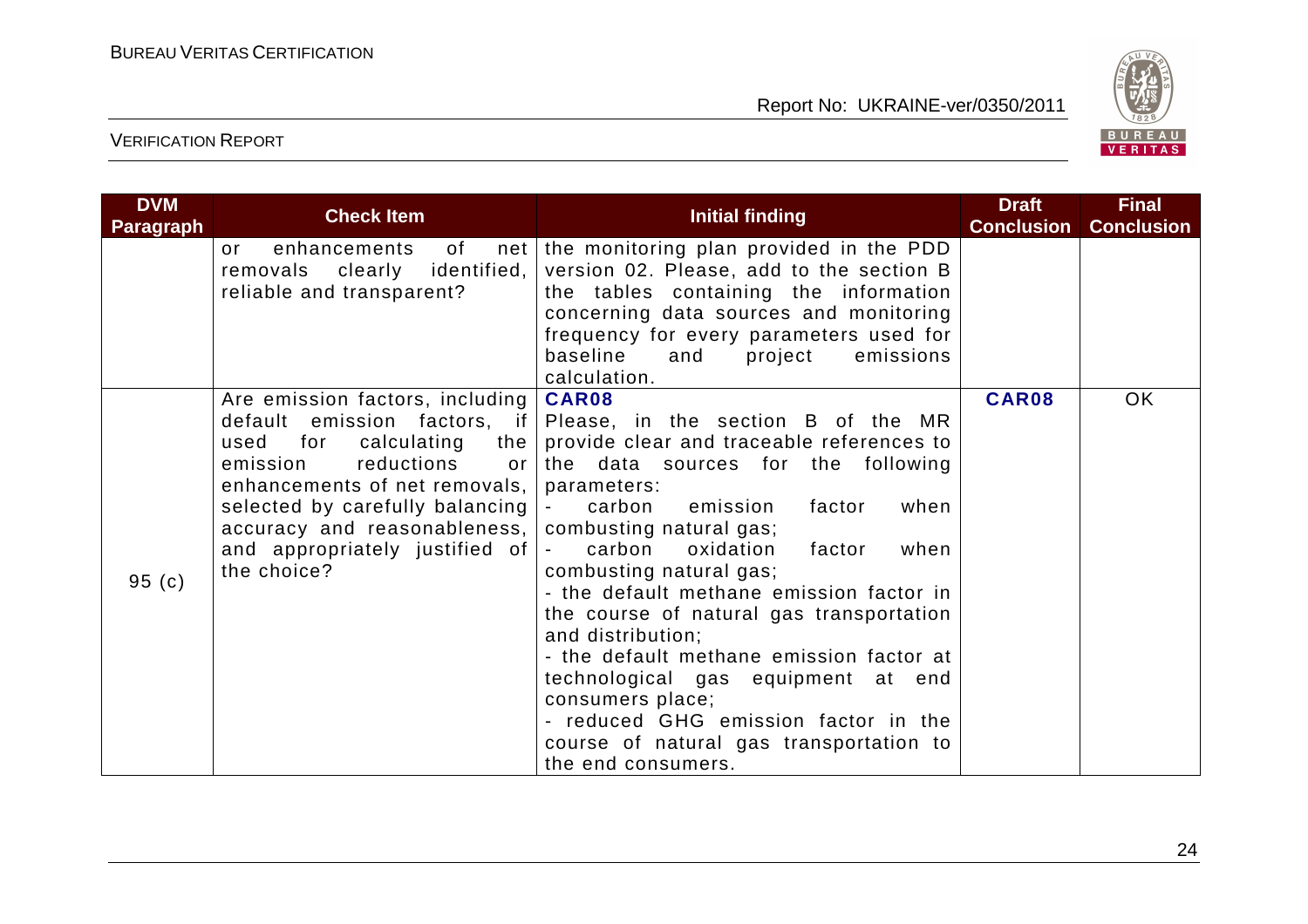| DVM Paragraph | Check Item | Initial finding | Draft Conclusion | Final Conclusion |
|---|---|---|---|---|
| | or enhancements of net removals clearly identified, reliable and transparent? | the monitoring plan provided in the PDD version 02. Please, add to the section B the tables containing the information concerning data sources and monitoring frequency for every parameters used for baseline and project emissions calculation. | | |
| 95 (c) | Are emission factors, including default emission factors, if used for calculating the emission reductions or enhancements of net removals, selected by carefully balancing accuracy and reasonableness, and appropriately justified of the choice? | **CAR08**<br>Please, in the section B of the MR provide clear and traceable references to the data sources for the following parameters:<br>- carbon emission factor when combusting natural gas;<br>- carbon oxidation factor when combusting natural gas;<br>- the default methane emission factor in the course of natural gas transportation and distribution;<br>- the default methane emission factor at technological gas equipment at end consumers place;<br>- reduced GHG emission factor in the course of natural gas transportation to the end consumers. | **CAR08** | OK |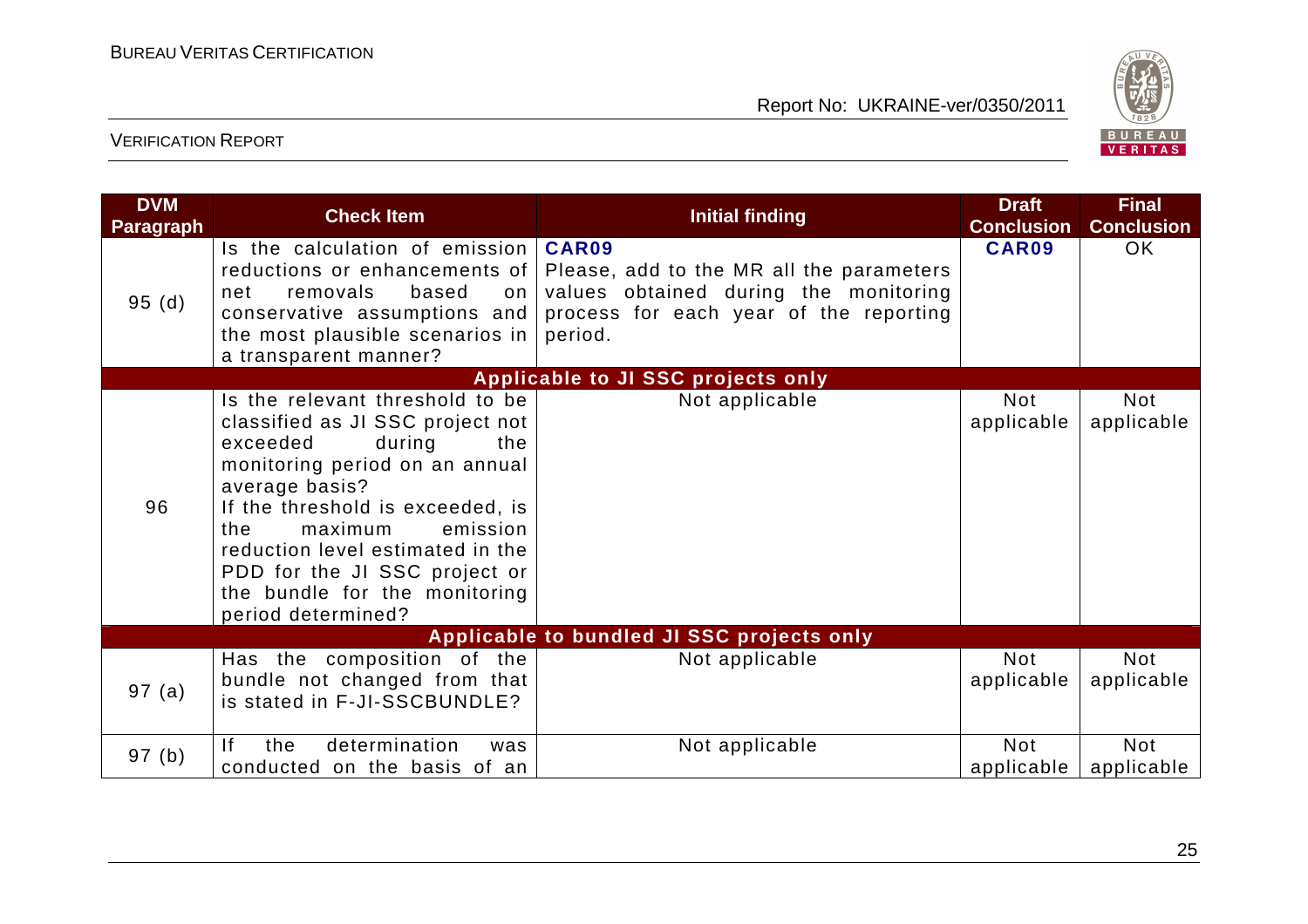| DVM Paragraph | Check Item | Initial finding | Draft Conclusion | Final Conclusion |
|---|---|---|---|---|
| 95 (d) | Is the calculation of emission reductions or enhancements of net removals based on conservative assumptions and the most plausible scenarios in a transparent manner? | **CAR09** Please, add to the MR all the parameters values obtained during the monitoring process for each year of the reporting period. | **CAR09** | OK |
| | | **Applicable to JI SSC projects only** | | |
| 96 | Is the relevant threshold to be classified as JI SSC project not exceeded during the monitoring period on an annual average basis? If the threshold is exceeded, is the maximum emission reduction level estimated in the PDD for the JI SSC project or the bundle for the monitoring period determined? | Not applicable | Not applicable | Not applicable |
| | | **Applicable to bundled JI SSC projects only** | | |
| 97 (a) | Has the composition of the bundle not changed from that is stated in F-JI-SSCBUNDLE? | Not applicable | Not applicable | Not applicable |
| 97 (b) | If the determination was conducted on the basis of an | Not applicable | Not applicable | Not applicable |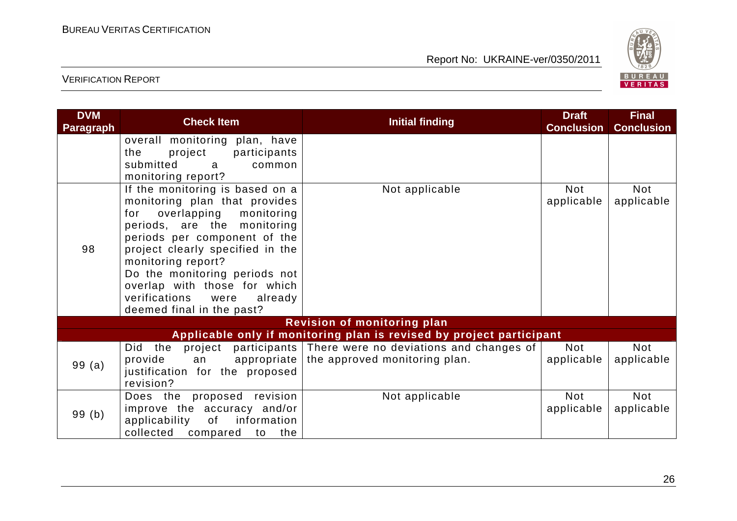| DVM Paragraph | Check Item | Initial finding | Draft Conclusion | Final Conclusion |
|---|---|---|---|---|
| | overall monitoring plan, have the project participants submitted a common monitoring report? | | | |
| 98 | If the monitoring is based on a monitoring plan that provides for overlapping monitoring periods, are the monitoring periods per component of the project clearly specified in the monitoring report? Do the monitoring periods not overlap with those for which verifications were already deemed final in the past? | Not applicable | Not applicable | Not applicable |
| **Revision of monitoring plan** | | | | |
| **Applicable only if monitoring plan is revised by project participant** | | | | |
| 99 (a) | Did the project participants provide an appropriate justification for the proposed revision? | There were no deviations and changes of the approved monitoring plan. | Not applicable | Not applicable |
| 99 (b) | Does the proposed revision improve the accuracy and/or applicability of information collected compared to the | Not applicable | Not applicable | Not applicable |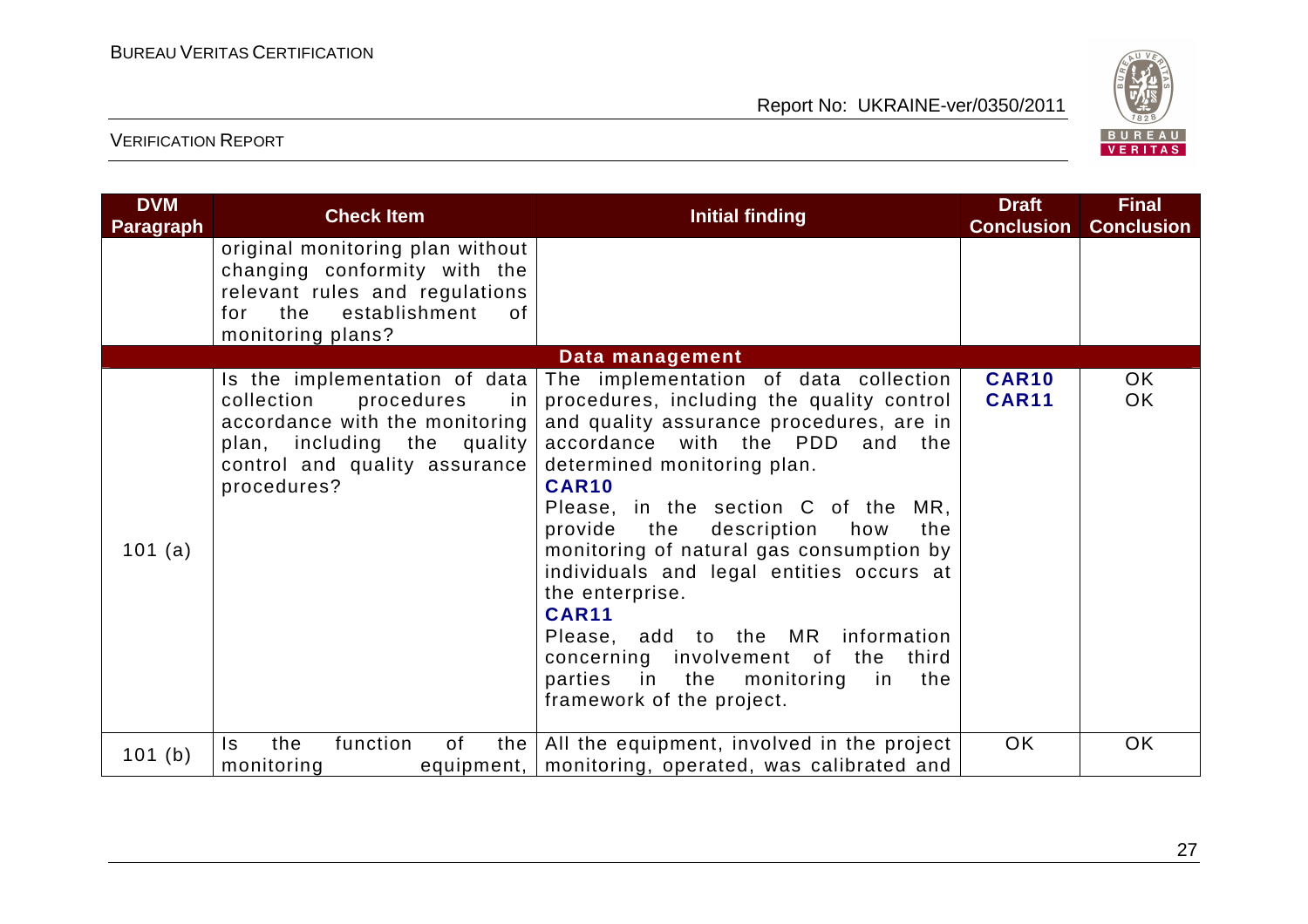| DVM Paragraph | Check Item | Initial finding | Draft Conclusion | Final Conclusion |
|---|---|---|---|---|
| | original monitoring plan without changing conformity with the relevant rules and regulations for the establishment of monitoring plans? | | | |
| **Data management** | | | | |
| 101 (a) | Is the implementation of data collection procedures in accordance with the monitoring plan, including the quality control and quality assurance procedures? | The implementation of data collection procedures, including the quality control and quality assurance procedures, are in accordance with the PDD and the determined monitoring plan.<br>**CAR10**<br>Please, in the section C of the MR, provide the description how the monitoring of natural gas consumption by individuals and legal entities occurs at the enterprise.<br>**CAR11**<br>Please, add to the MR information concerning involvement of the third parties in the monitoring in the framework of the project. | **CAR10**<br>**CAR11** | OK<br>OK |
| 101 (b) | Is the function of the monitoring equipment, | All the equipment, involved in the project monitoring, operated, was calibrated and | OK | OK |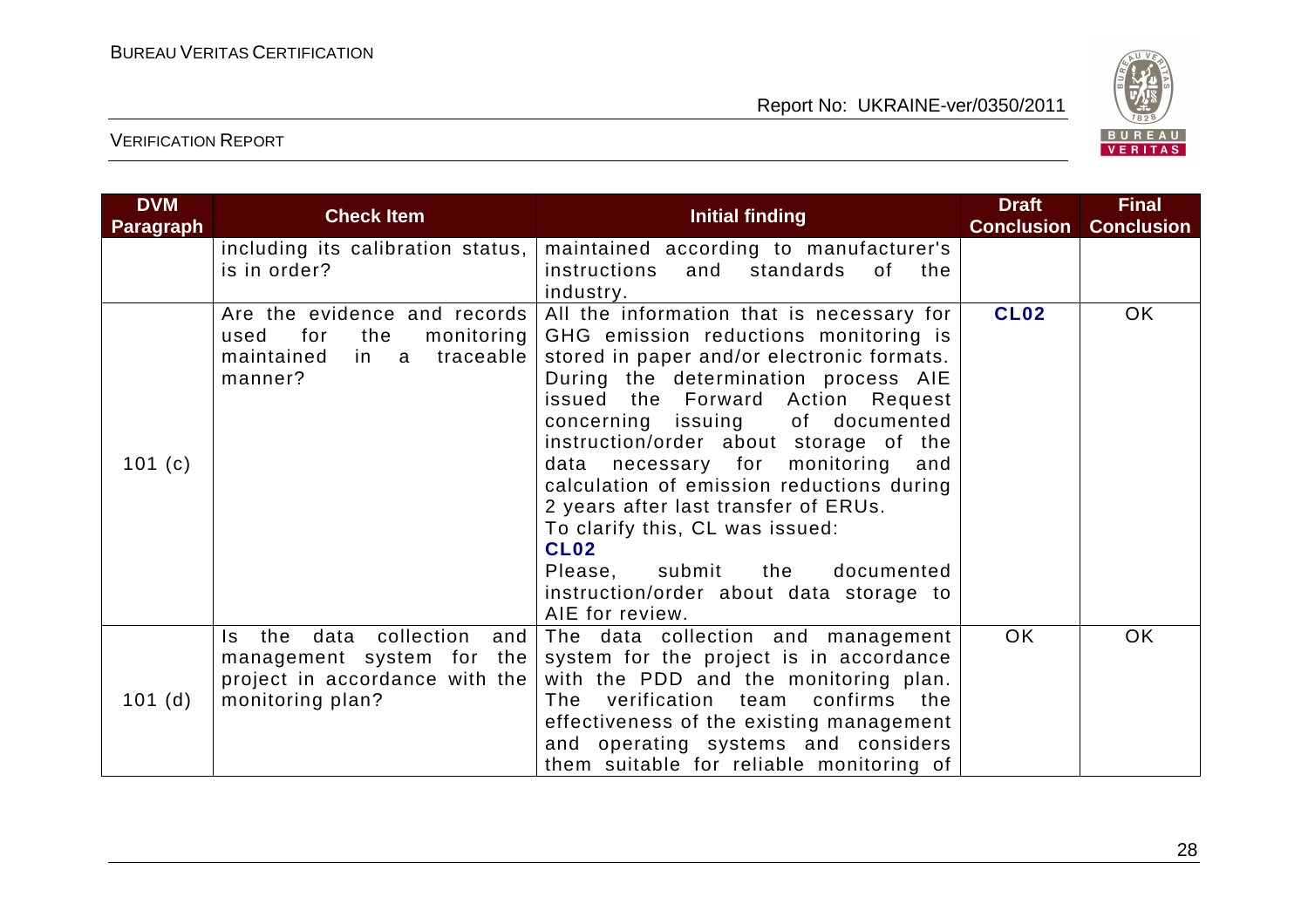| DVM Paragraph | Check Item | Initial finding | Draft Conclusion | Final Conclusion |
|---|---|---|---|---|
| | including its calibration status, is in order? | maintained according to manufacturer's instructions and standards of the industry. | | |
| 101 (c) | Are the evidence and records used for the monitoring maintained in a traceable manner? | All the information that is necessary for GHG emission reductions monitoring is stored in paper and/or electronic formats. During the determination process AIE issued the Forward Action Request concerning issuing of documented instruction/order about storage of the data necessary for monitoring and calculation of emission reductions during 2 years after last transfer of ERUs. To clarify this, CL was issued: **CL02** Please, submit the documented instruction/order about data storage to AIE for review. | **CL02** | OK |
| 101 (d) | Is the data collection and management system for the project in accordance with the monitoring plan? | The data collection and management system for the project is in accordance with the PDD and the monitoring plan. The verification team confirms the effectiveness of the existing management and operating systems and considers them suitable for reliable monitoring of | OK | OK |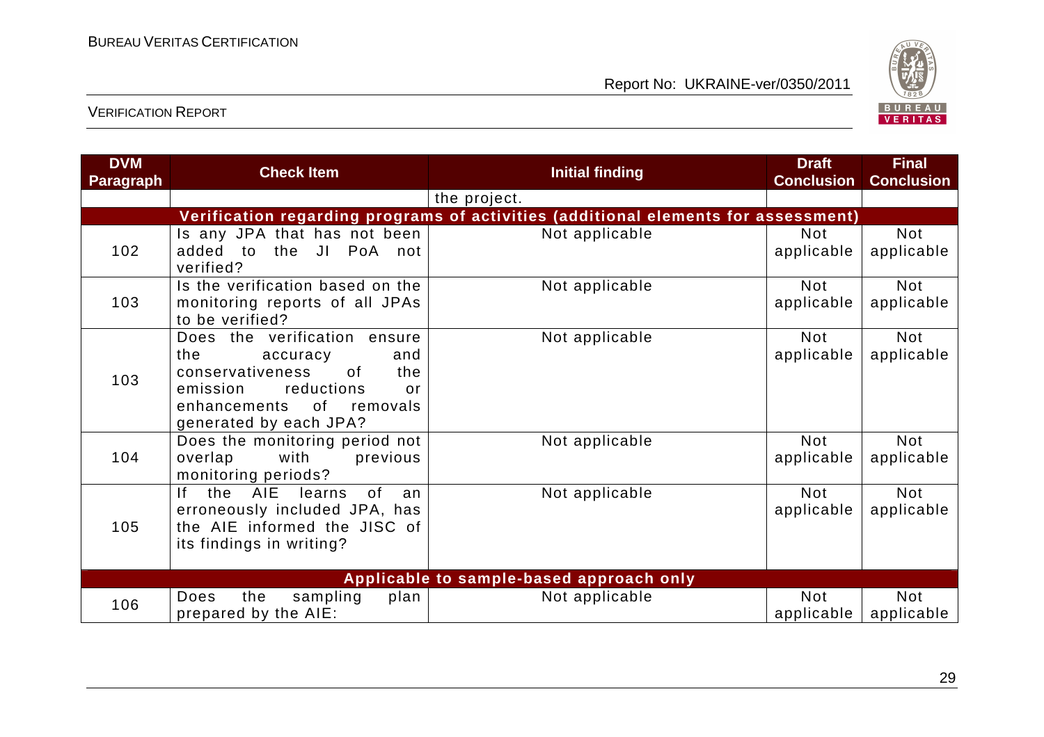| DVM Paragraph | Check Item | Initial finding | Draft Conclusion | Final Conclusion |
|---|---|---|---|---|
| | | the project. | | |
| **Verification regarding programs of activities (additional elements for assessment)** | | | | |
| 102 | Is any JPA that has not been added to the JI PoA not verified? | Not applicable | Not applicable | Not applicable |
| 103 | Is the verification based on the monitoring reports of all JPAs to be verified? | Not applicable | Not applicable | Not applicable |
| 103 | Does the verification ensure the accuracy and conservativeness of the emission reductions or enhancements of removals generated by each JPA? | Not applicable | Not applicable | Not applicable |
| 104 | Does the monitoring period not overlap with previous monitoring periods? | Not applicable | Not applicable | Not applicable |
| 105 | If the AIE learns of an erroneously included JPA, has the AIE informed the JISC of its findings in writing? | Not applicable | Not applicable | Not applicable |
| **Applicable to sample-based approach only** | | | | |
| 106 | Does the sampling plan prepared by the AIE: | Not applicable | Not applicable | Not applicable |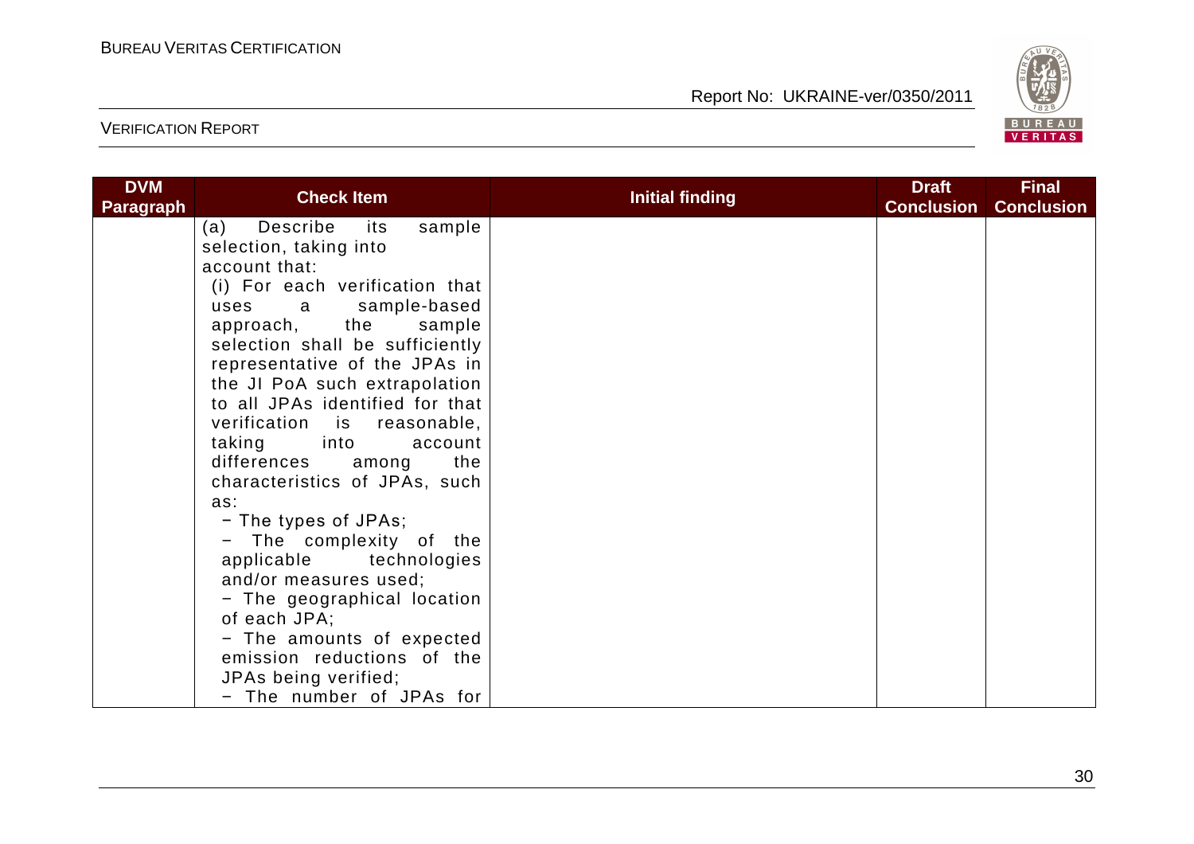| DVM Paragraph | Check Item | Initial finding | Draft Conclusion | Final Conclusion |
|---|---|---|---|---|
| | (a) Describe its sample selection, taking into account that:<br>(i) For each verification that uses a sample-based approach, the sample selection shall be sufficiently representative of the JPAs in the JI PoA such extrapolation to all JPAs identified for that verification is reasonable, taking into account differences among the characteristics of JPAs, such as:<br>− The types of JPAs;<br>− The complexity of the applicable technologies and/or measures used;<br>− The geographical location of each JPA;<br>− The amounts of expected emission reductions of the JPAs being verified;<br>− The number of JPAs for | | | |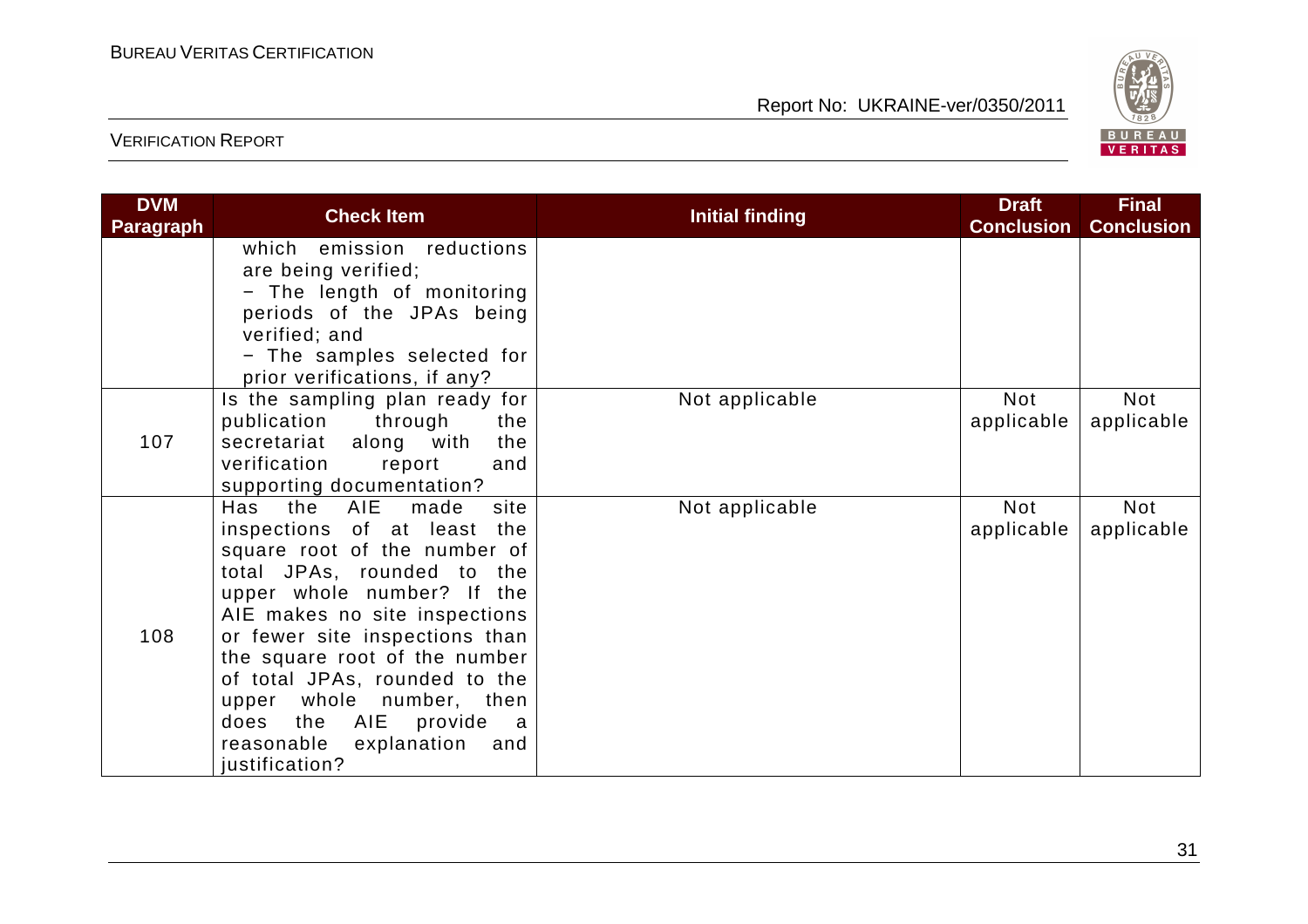| DVM Paragraph | Check Item | Initial finding | Draft Conclusion | Final Conclusion |
|---|---|---|---|---|
| | which emission reductions are being verified;<br>− The length of monitoring periods of the JPAs being verified; and<br>− The samples selected for prior verifications, if any? | | | |
| 107 | Is the sampling plan ready for publication through the secretariat along with the verification report and supporting documentation? | Not applicable | Not applicable | Not applicable |
| 108 | Has the AIE made site inspections of at least the square root of the number of total JPAs, rounded to the upper whole number? If the AIE makes no site inspections or fewer site inspections than the square root of the number of total JPAs, rounded to the upper whole number, then does the AIE provide a reasonable explanation and justification? | Not applicable | Not applicable | Not applicable |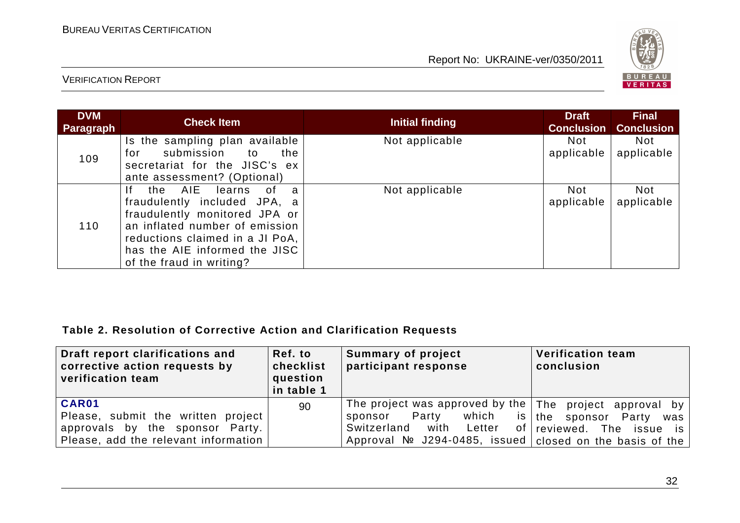| DVM Paragraph | Check Item | Initial finding | Draft Conclusion | Final Conclusion |
|---|---|---|---|---|
| 109 | Is the sampling plan available for submission to the secretariat for the JISC's ex ante assessment? (Optional) | Not applicable | Not applicable | Not applicable |
| 110 | If the AIE learns of a fraudulently included JPA, a fraudulently monitored JPA or an inflated number of emission reductions claimed in a JI PoA, has the AIE informed the JISC of the fraud in writing? | Not applicable | Not applicable | Not applicable |

**Table 2. Resolution of Corrective Action and Clarification Requests**

| Draft report clarifications and corrective action requests by verification team | Ref. to checklist question in table 1 | Summary of project participant response | Verification team conclusion |
|---|---|---|---|
| **CAR01** Please, submit the written project approvals by the sponsor Party. Please, add the relevant information | 90 | The project was approved by the sponsor Party which is Switzerland with Letter of Approval № J294-0485, issued | The project approval by the sponsor Party was reviewed. The issue is closed on the basis of the |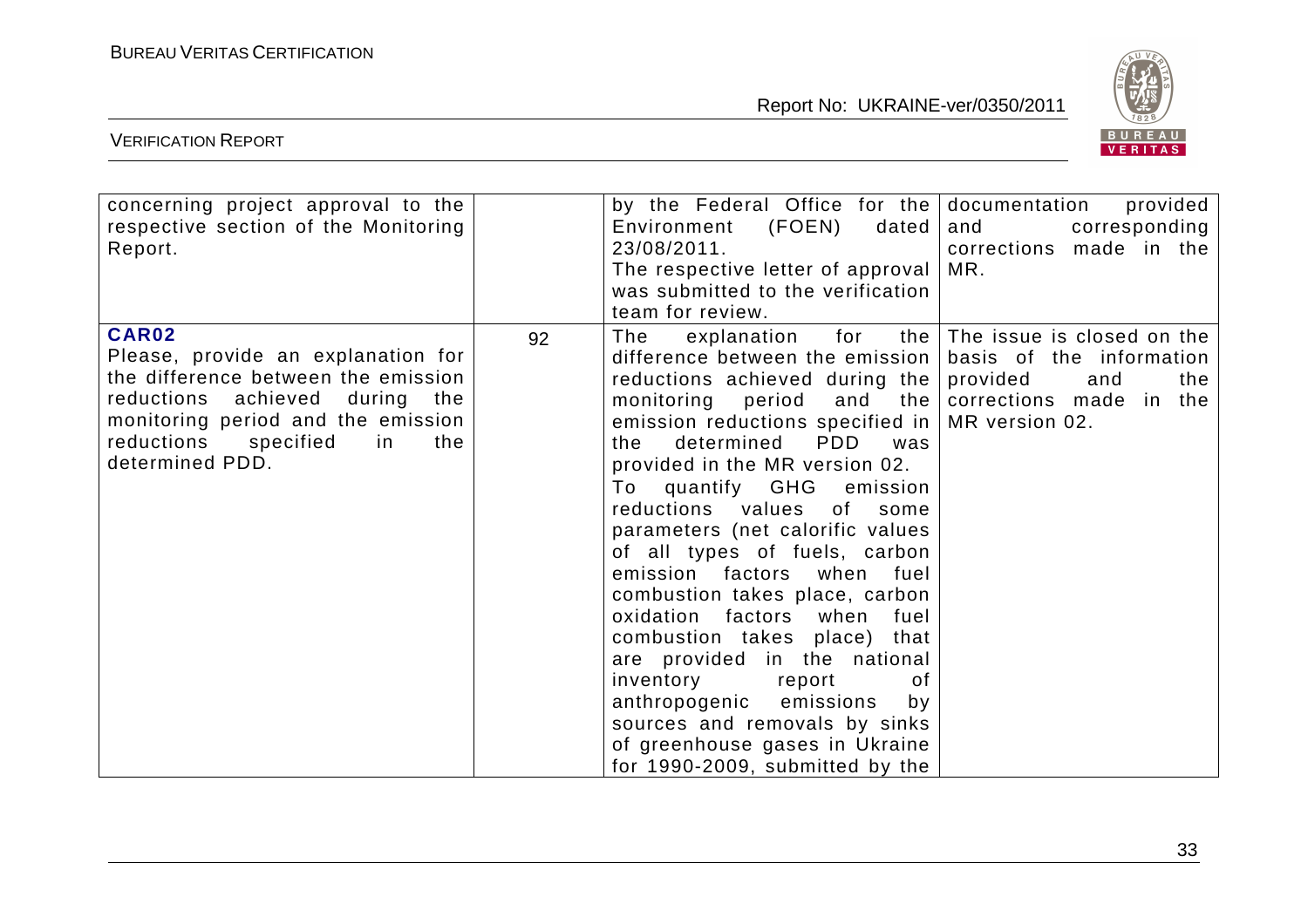| | | | |
|---|---|---|---|
| concerning project approval to the respective section of the Monitoring Report. | | by the Federal Office for the Environment (FOEN) dated 23/08/2011.<br>The respective letter of approval was submitted to the verification team for review. | documentation provided and corresponding corrections made in the MR. |
| **CAR02**<br>Please, provide an explanation for the difference between the emission reductions achieved during the monitoring period and the emission reductions specified in the determined PDD. | 92 | The explanation for the difference between the emission reductions achieved during the monitoring period and the emission reductions specified in the determined PDD was provided in the MR version 02.<br>To quantify GHG emission reductions values of some parameters (net calorific values of all types of fuels, carbon emission factors when fuel combustion takes place, carbon oxidation factors when fuel combustion takes place) that are provided in the national inventory report of anthropogenic emissions by sources and removals by sinks of greenhouse gases in Ukraine for 1990-2009, submitted by the | The issue is closed on the basis of the information provided and the corrections made in the MR version 02. |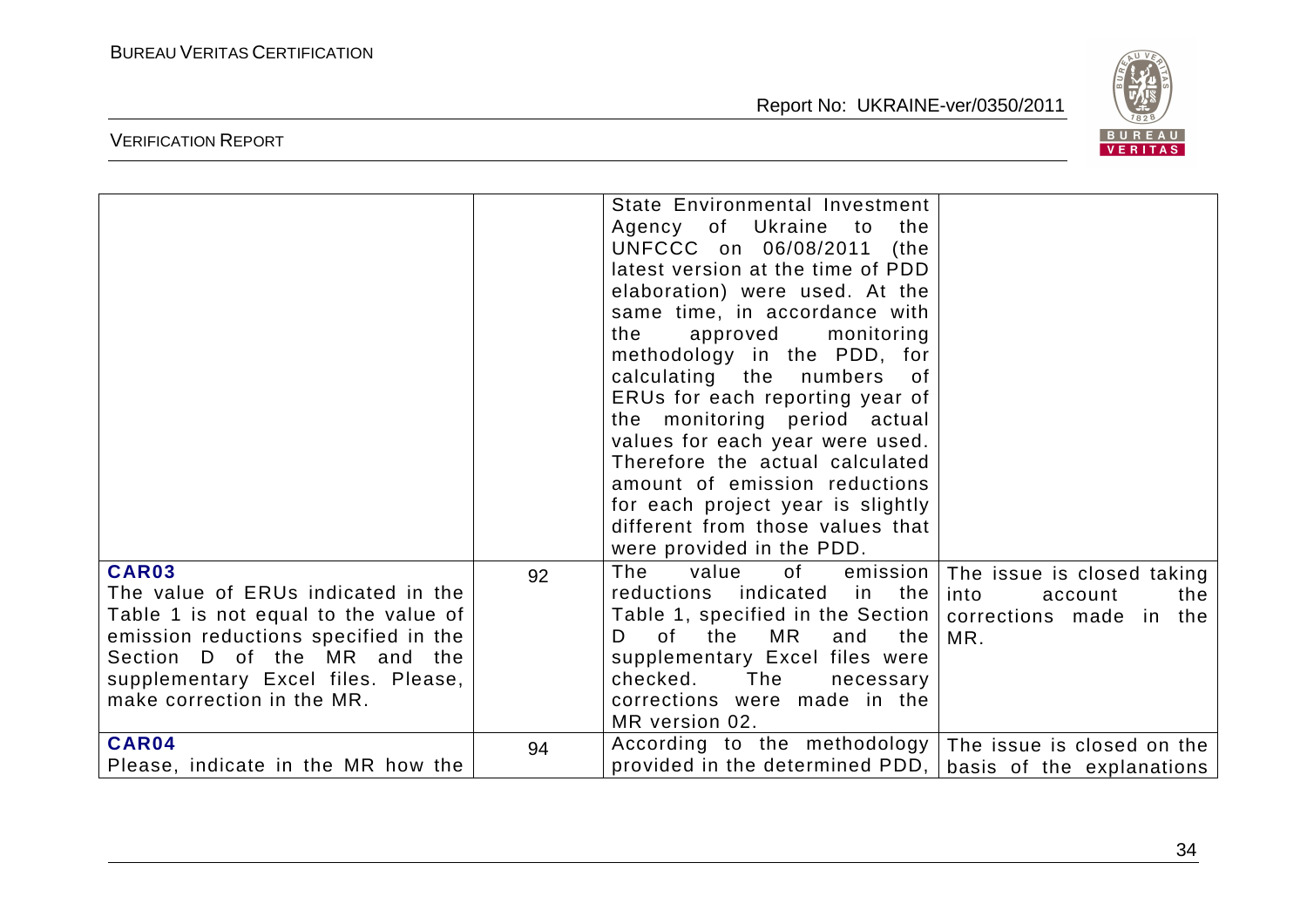|  |  |  |  |
|---|---|---|---|
|  |  | State Environmental Investment Agency of Ukraine to the UNFCCC on 06/08/2011 (the latest version at the time of PDD elaboration) were used. At the same time, in accordance with the approved monitoring methodology in the PDD, for calculating the numbers of ERUs for each reporting year of the monitoring period actual values for each year were used. Therefore the actual calculated amount of emission reductions for each project year is slightly different from those values that were provided in the PDD. |  |
| **CAR03** The value of ERUs indicated in the Table 1 is not equal to the value of emission reductions specified in the Section D of the MR and the supplementary Excel files. Please, make correction in the MR. | 92 | The value of emission reductions indicated in the Table 1, specified in the Section D of the MR and the supplementary Excel files were checked. The necessary corrections were made in the MR version 02. | The issue is closed taking into account the corrections made in the MR. |
| **CAR04** Please, indicate in the MR how the | 94 | According to the methodology provided in the determined PDD, | The issue is closed on the basis of the explanations |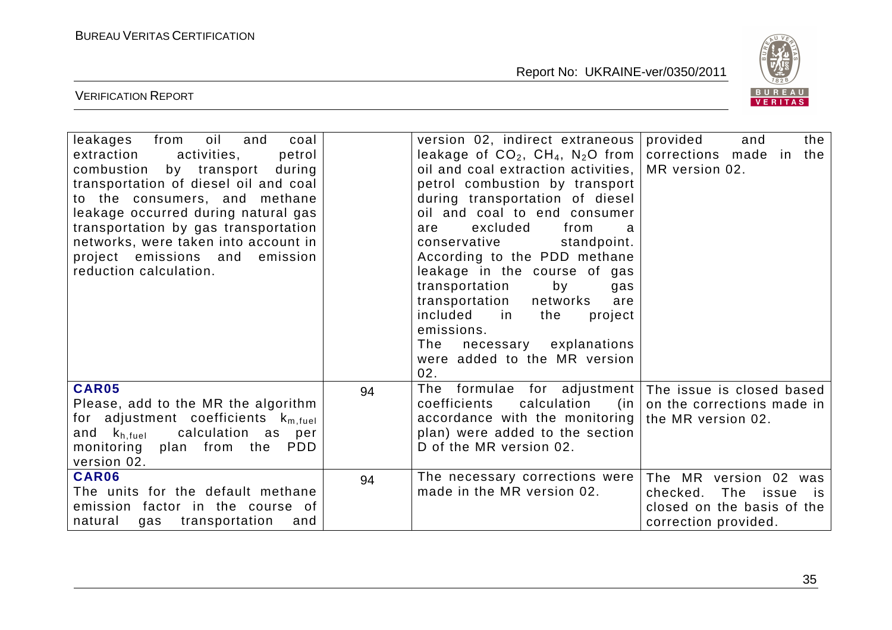| | | | |
|---|---|---|---|
| leakages from oil and coal extraction activities, petrol combustion by transport during transportation of diesel oil and coal to the consumers, and methane leakage occurred during natural gas transportation by gas transportation networks, were taken into account in project emissions and emission reduction calculation. | | version 02, indirect extraneous leakage of $CO_2$, $CH_4$, $N_2O$ from oil and coal extraction activities, petrol combustion by transport during transportation of diesel oil and coal to end consumer are excluded from a conservative standpoint. According to the PDD methane leakage in the course of gas transportation by gas transportation networks are included in the project emissions. The necessary explanations were added to the MR version 02. | provided and the corrections made in the MR version 02. |
| **CAR05** Please, add to the MR the algorithm for adjustment coefficients $k_{m,fuel}$ and $k_{h,fuel}$ calculation as per monitoring plan from the PDD version 02. | 94 | The formulae for adjustment coefficients calculation (in accordance with the monitoring plan) were added to the section D of the MR version 02. | The issue is closed based on the corrections made in the MR version 02. |
| **CAR06** The units for the default methane emission factor in the course of natural gas transportation and | 94 | The necessary corrections were made in the MR version 02. | The MR version 02 was checked. The issue is closed on the basis of the correction provided. |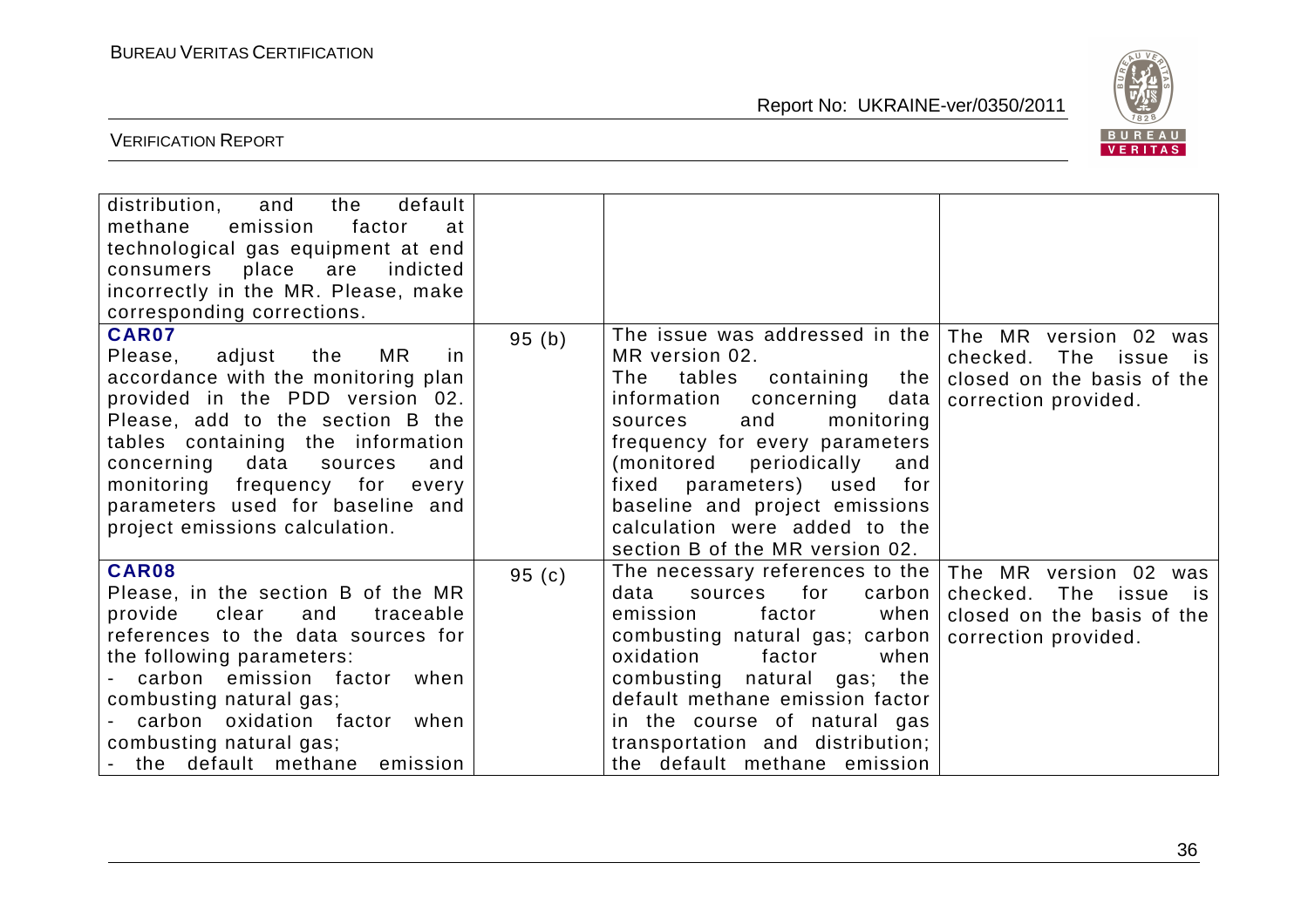| | | | |
|---|---|---|---|
| distribution, and the default methane emission factor at technological gas equipment at end consumers place are indicted incorrectly in the MR. Please, make corresponding corrections. | | | |
| **CAR07**<br>Please, adjust the MR in accordance with the monitoring plan provided in the PDD version 02. Please, add to the section B the tables containing the information concerning data sources and monitoring frequency for every parameters used for baseline and project emissions calculation. | 95 (b) | The issue was addressed in the MR version 02.<br>The tables containing the information concerning data sources and monitoring frequency for every parameters (monitored periodically and fixed parameters) used for baseline and project emissions calculation were added to the section B of the MR version 02. | The MR version 02 was checked. The issue is closed on the basis of the correction provided. |
| **CAR08**<br>Please, in the section B of the MR provide clear and traceable references to the data sources for the following parameters:<br>- carbon emission factor when combusting natural gas;<br>- carbon oxidation factor when combusting natural gas;<br>- the default methane emission | 95 (c) | The necessary references to the data sources for carbon emission factor when combusting natural gas; carbon oxidation factor when combusting natural gas; the default methane emission factor in the course of natural gas transportation and distribution; the default methane emission | The MR version 02 was checked. The issue is closed on the basis of the correction provided. |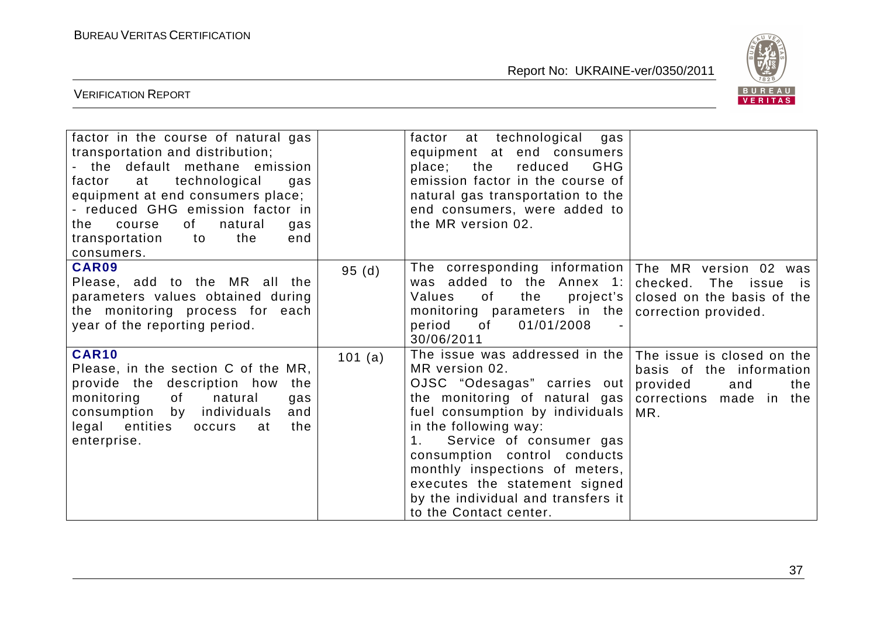| | | | |
|---|---|---|---|
| factor in the course of natural gas transportation and distribution;<br>- the default methane emission factor at technological gas equipment at end consumers place;<br>- reduced GHG emission factor in the course of natural gas transportation to the end consumers. | | factor at technological gas equipment at end consumers place; the reduced GHG emission factor in the course of natural gas transportation to the end consumers, were added to the MR version 02. | |
| **CAR09**<br>Please, add to the MR all the parameters values obtained during the monitoring process for each year of the reporting period. | 95 (d) | The corresponding information was added to the Annex 1: Values of the project's monitoring parameters in the period of 01/01/2008 - 30/06/2011 | The MR version 02 was checked. The issue is closed on the basis of the correction provided. |
| **CAR10**<br>Please, in the section C of the MR, provide the description how the monitoring of natural gas consumption by individuals and legal entities occurs at the enterprise. | 101 (a) | The issue was addressed in the MR version 02.<br>OJSC "Odesagas" carries out the monitoring of natural gas fuel consumption by individuals in the following way:<br>1. Service of consumer gas consumption control conducts monthly inspections of meters, executes the statement signed by the individual and transfers it to the Contact center. | The issue is closed on the basis of the information provided and the corrections made in the MR. |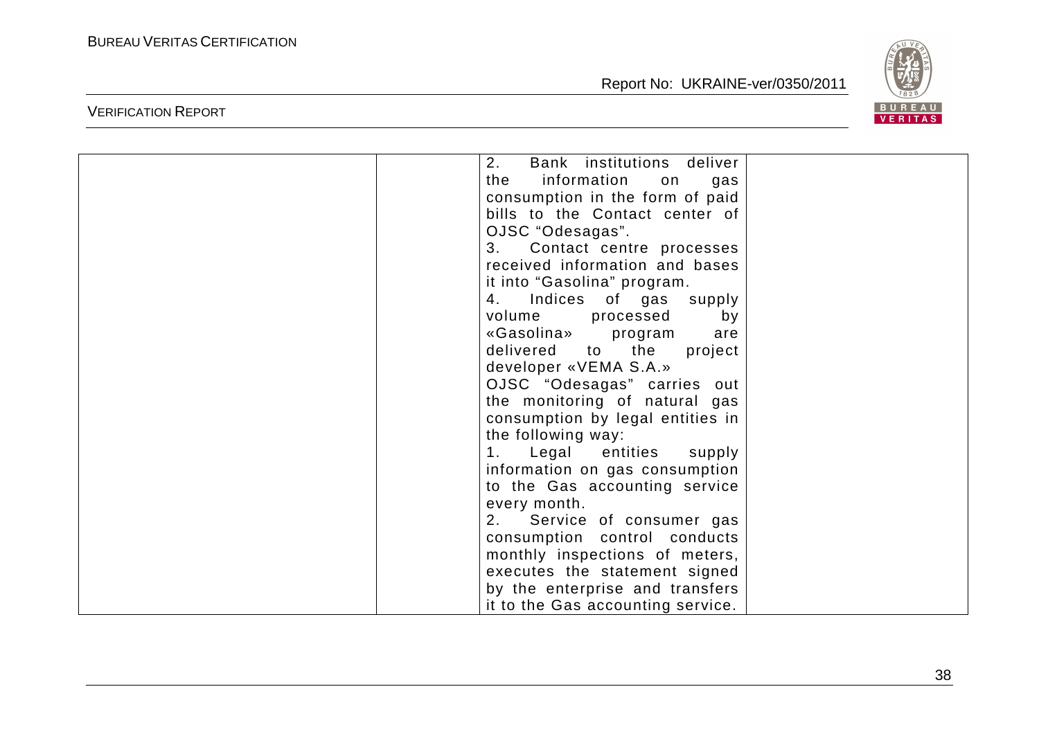|  |  | 2. Bank institutions deliver the information on gas consumption in the form of paid bills to the Contact center of OJSC "Odesagas".<br>3. Contact centre processes received information and bases it into "Gasolina" program.<br>4. Indices of gas supply volume processed by «Gasolina» program are delivered to the project developer «VEMA S.A.»<br>OJSC "Odesagas" carries out the monitoring of natural gas consumption by legal entities in the following way:<br>1. Legal entities supply information on gas consumption to the Gas accounting service every month.<br>2. Service of consumer gas consumption control conducts monthly inspections of meters, executes the statement signed by the enterprise and transfers it to the Gas accounting service. |  |
|---|---|---|---|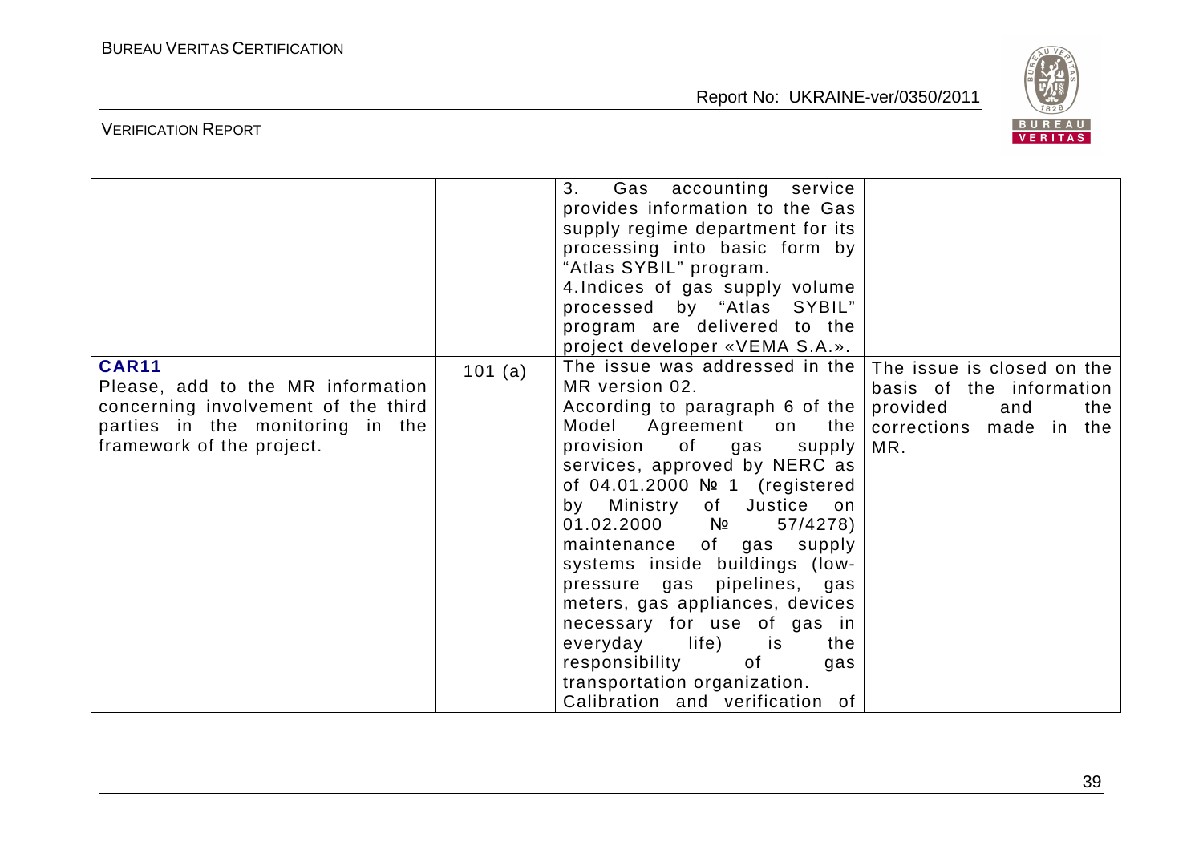|  |  |  |  |
|---|---|---|---|
|  |  | 3. Gas accounting service provides information to the Gas supply regime department for its processing into basic form by "Atlas SYBIL" program.<br>4.Indices of gas supply volume processed by "Atlas SYBIL" program are delivered to the project developer «VEMA S.A.». |  |
| **CAR11**<br>Please, add to the MR information concerning involvement of the third parties in the monitoring in the framework of the project. | 101 (a) | The issue was addressed in the MR version 02.<br>According to paragraph 6 of the Model Agreement on the provision of gas supply services, approved by NERC as of 04.01.2000 № 1 (registered by Ministry of Justice on 01.02.2000 № 57/4278) maintenance of gas supply systems inside buildings (low-pressure gas pipelines, gas meters, gas appliances, devices necessary for use of gas in everyday life) is the responsibility of gas transportation organization.<br>Calibration and verification of | The issue is closed on the basis of the information provided and the corrections made in the MR. |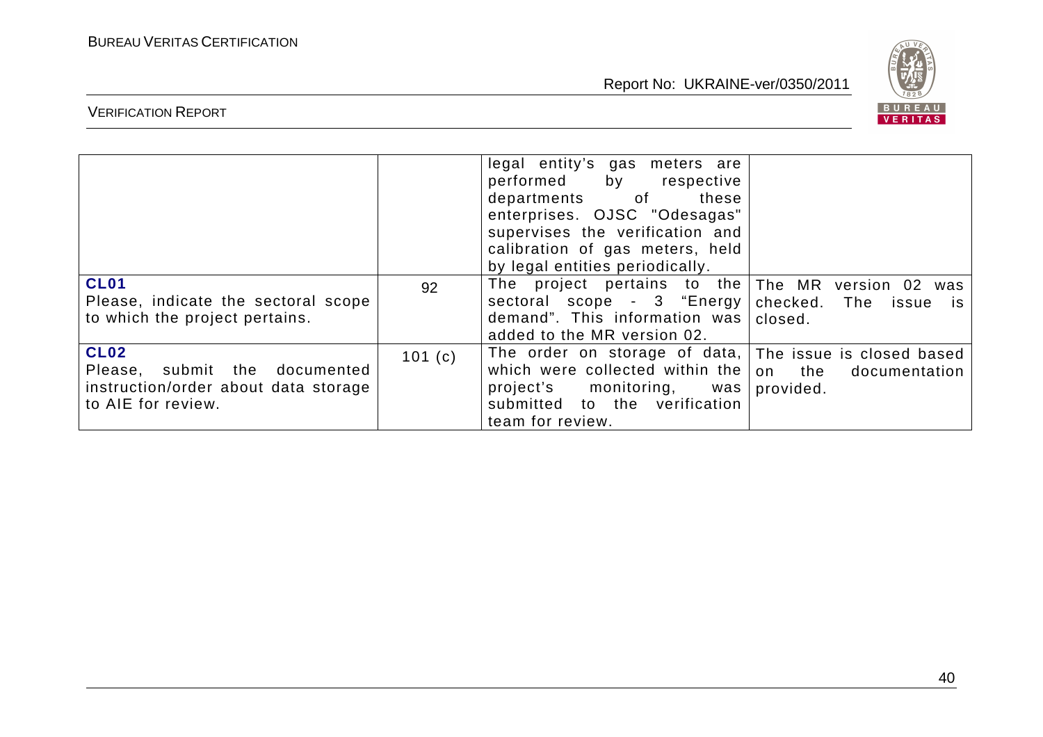| | | | |
|---|---|---|---|
| | | legal entity's gas meters are performed by respective departments of these enterprises. OJSC "Odesagas" supervises the verification and calibration of gas meters, held by legal entities periodically. | |
| **CL01** Please, indicate the sectoral scope to which the project pertains. | 92 | The project pertains to the sectoral scope - 3 "Energy demand". This information was added to the MR version 02. | The MR version 02 was checked. The issue is closed. |
| **CL02** Please, submit the documented instruction/order about data storage to AIE for review. | 101 (c) | The order on storage of data, which were collected within the project's monitoring, was submitted to the verification team for review. | The issue is closed based on the documentation provided. |